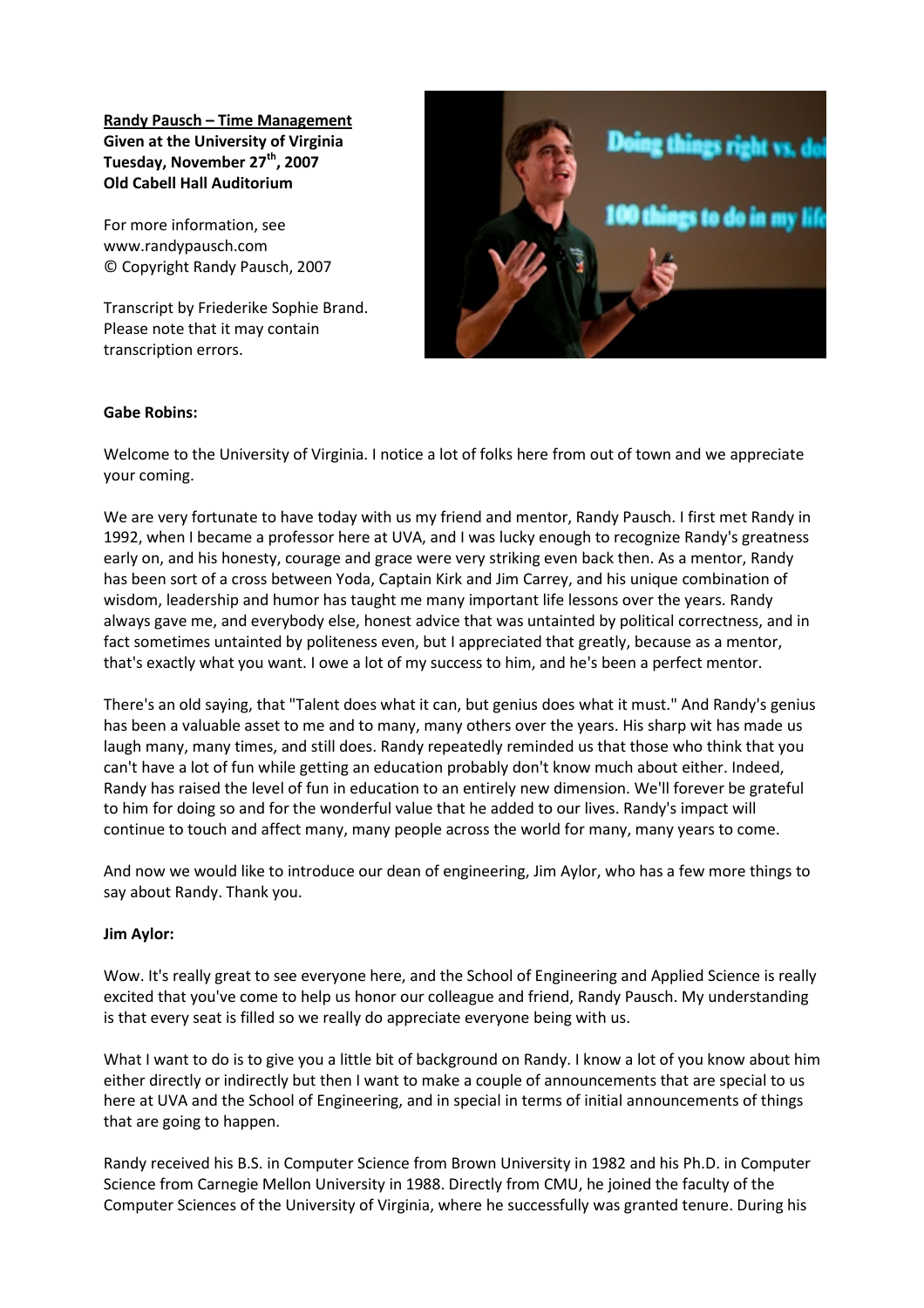**<u>Randy Pausch – Time Management</u>**
**Given at the University of Virginia**
**Tuesday, November 27th, 2007**
**Old Cabell Hall Auditorium**

For more information, see
www.randypausch.com
© Copyright Randy Pausch, 2007

Transcript by Friederike Sophie Brand.
Please note that it may contain transcription errors.

**Gabe Robins:**

Welcome to the University of Virginia. I notice a lot of folks here from out of town and we appreciate your coming.

We are very fortunate to have today with us my friend and mentor, Randy Pausch. I first met Randy in 1992, when I became a professor here at UVA, and I was lucky enough to recognize Randy's greatness early on, and his honesty, courage and grace were very striking even back then. As a mentor, Randy has been sort of a cross between Yoda, Captain Kirk and Jim Carrey, and his unique combination of wisdom, leadership and humor has taught me many important life lessons over the years. Randy always gave me, and everybody else, honest advice that was untainted by political correctness, and in fact sometimes untainted by politeness even, but I appreciated that greatly, because as a mentor, that's exactly what you want. I owe a lot of my success to him, and he's been a perfect mentor.

There's an old saying, that "Talent does what it can, but genius does what it must." And Randy's genius has been a valuable asset to me and to many, many others over the years. His sharp wit has made us laugh many, many times, and still does. Randy repeatedly reminded us that those who think that you can't have a lot of fun while getting an education probably don't know much about either. Indeed, Randy has raised the level of fun in education to an entirely new dimension. We'll forever be grateful to him for doing so and for the wonderful value that he added to our lives. Randy's impact will continue to touch and affect many, many people across the world for many, many years to come.

And now we would like to introduce our dean of engineering, Jim Aylor, who has a few more things to say about Randy. Thank you.

**Jim Aylor:**

Wow. It's really great to see everyone here, and the School of Engineering and Applied Science is really excited that you've come to help us honor our colleague and friend, Randy Pausch. My understanding is that every seat is filled so we really do appreciate everyone being with us.

What I want to do is to give you a little bit of background on Randy. I know a lot of you know about him either directly or indirectly but then I want to make a couple of announcements that are special to us here at UVA and the School of Engineering, and in special in terms of initial announcements of things that are going to happen.

Randy received his B.S. in Computer Science from Brown University in 1982 and his Ph.D. in Computer Science from Carnegie Mellon University in 1988. Directly from CMU, he joined the faculty of the Computer Sciences of the University of Virginia, where he successfully was granted tenure. During his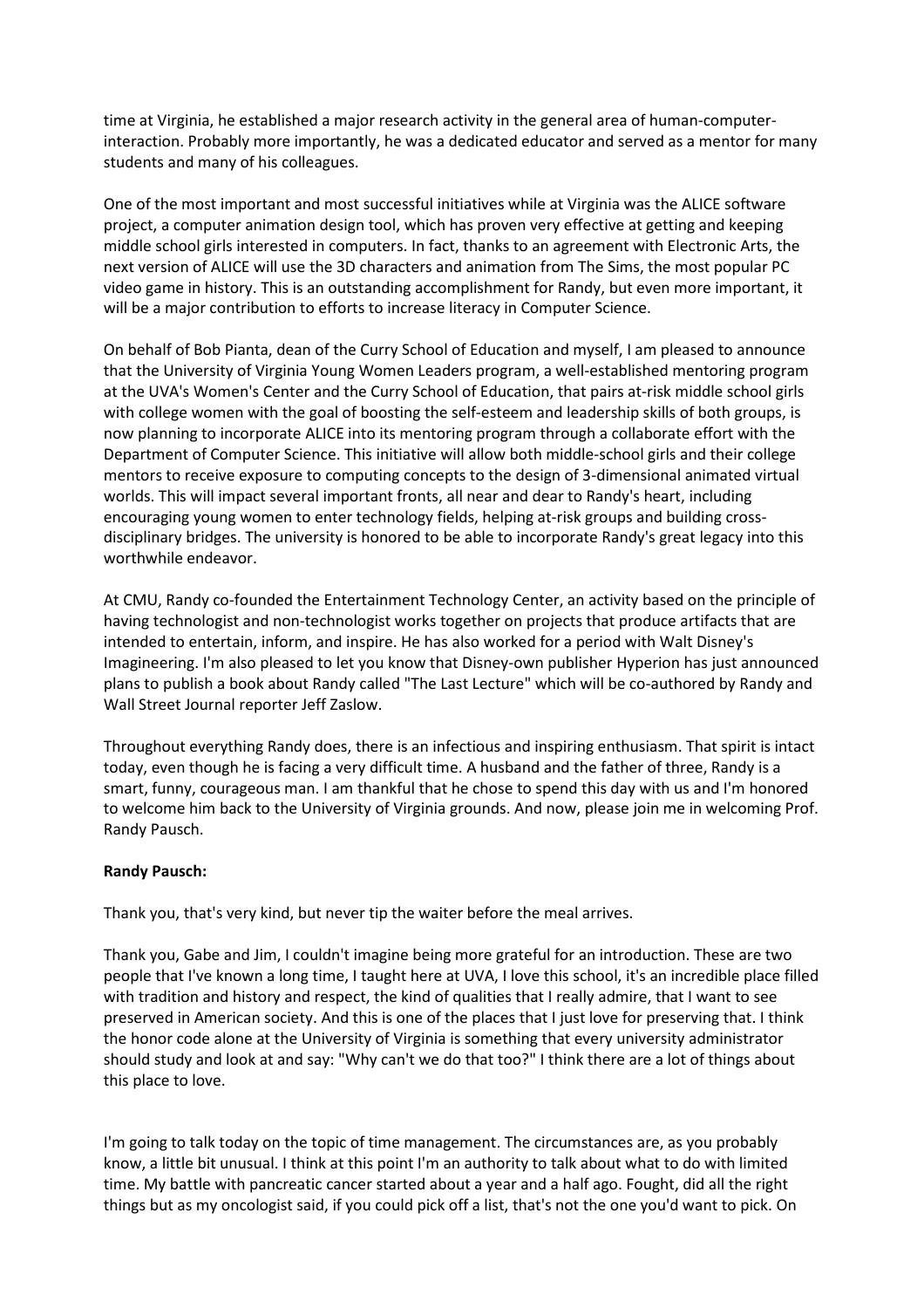time at Virginia, he established a major research activity in the general area of human-computer-interaction. Probably more importantly, he was a dedicated educator and served as a mentor for many students and many of his colleagues.

One of the most important and most successful initiatives while at Virginia was the ALICE software project, a computer animation design tool, which has proven very effective at getting and keeping middle school girls interested in computers. In fact, thanks to an agreement with Electronic Arts, the next version of ALICE will use the 3D characters and animation from The Sims, the most popular PC video game in history. This is an outstanding accomplishment for Randy, but even more important, it will be a major contribution to efforts to increase literacy in Computer Science.

On behalf of Bob Pianta, dean of the Curry School of Education and myself, I am pleased to announce that the University of Virginia Young Women Leaders program, a well-established mentoring program at the UVA's Women's Center and the Curry School of Education, that pairs at-risk middle school girls with college women with the goal of boosting the self-esteem and leadership skills of both groups, is now planning to incorporate ALICE into its mentoring program through a collaborate effort with the Department of Computer Science. This initiative will allow both middle-school girls and their college mentors to receive exposure to computing concepts to the design of 3-dimensional animated virtual worlds. This will impact several important fronts, all near and dear to Randy's heart, including encouraging young women to enter technology fields, helping at-risk groups and building cross-disciplinary bridges. The university is honored to be able to incorporate Randy's great legacy into this worthwhile endeavor.

At CMU, Randy co-founded the Entertainment Technology Center, an activity based on the principle of having technologist and non-technologist works together on projects that produce artifacts that are intended to entertain, inform, and inspire. He has also worked for a period with Walt Disney's Imagineering. I'm also pleased to let you know that Disney-own publisher Hyperion has just announced plans to publish a book about Randy called "The Last Lecture" which will be co-authored by Randy and Wall Street Journal reporter Jeff Zaslow.

Throughout everything Randy does, there is an infectious and inspiring enthusiasm. That spirit is intact today, even though he is facing a very difficult time. A husband and the father of three, Randy is a smart, funny, courageous man. I am thankful that he chose to spend this day with us and I'm honored to welcome him back to the University of Virginia grounds. And now, please join me in welcoming Prof. Randy Pausch.

**Randy Pausch:**

Thank you, that's very kind, but never tip the waiter before the meal arrives.

Thank you, Gabe and Jim, I couldn't imagine being more grateful for an introduction. These are two people that I've known a long time, I taught here at UVA, I love this school, it's an incredible place filled with tradition and history and respect, the kind of qualities that I really admire, that I want to see preserved in American society. And this is one of the places that I just love for preserving that. I think the honor code alone at the University of Virginia is something that every university administrator should study and look at and say: "Why can't we do that too?" I think there are a lot of things about this place to love.

I'm going to talk today on the topic of time management. The circumstances are, as you probably know, a little bit unusual. I think at this point I'm an authority to talk about what to do with limited time. My battle with pancreatic cancer started about a year and a half ago. Fought, did all the right things but as my oncologist said, if you could pick off a list, that's not the one you'd want to pick. On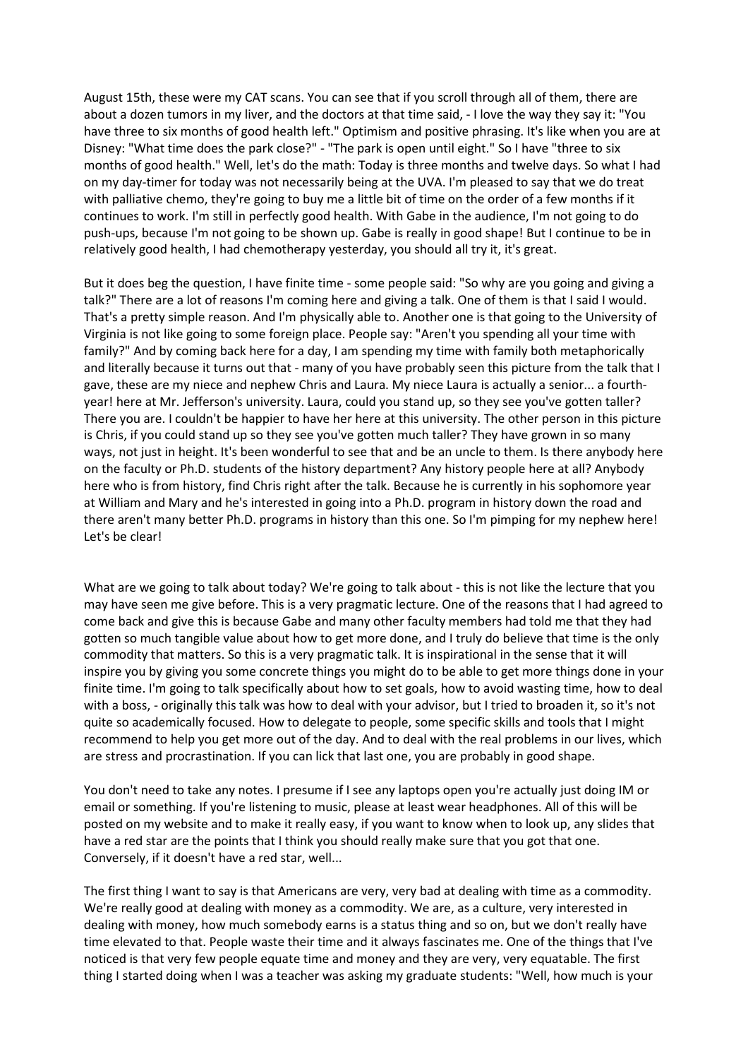August 15th, these were my CAT scans. You can see that if you scroll through all of them, there are about a dozen tumors in my liver, and the doctors at that time said, - I love the way they say it: "You have three to six months of good health left." Optimism and positive phrasing. It's like when you are at Disney: "What time does the park close?" - "The park is open until eight." So I have "three to six months of good health." Well, let's do the math: Today is three months and twelve days. So what I had on my day-timer for today was not necessarily being at the UVA. I'm pleased to say that we do treat with palliative chemo, they're going to buy me a little bit of time on the order of a few months if it continues to work. I'm still in perfectly good health. With Gabe in the audience, I'm not going to do push-ups, because I'm not going to be shown up. Gabe is really in good shape! But I continue to be in relatively good health, I had chemotherapy yesterday, you should all try it, it's great.

But it does beg the question, I have finite time - some people said: "So why are you going and giving a talk?" There are a lot of reasons I'm coming here and giving a talk. One of them is that I said I would. That's a pretty simple reason. And I'm physically able to. Another one is that going to the University of Virginia is not like going to some foreign place. People say: "Aren't you spending all your time with family?" And by coming back here for a day, I am spending my time with family both metaphorically and literally because it turns out that - many of you have probably seen this picture from the talk that I gave, these are my niece and nephew Chris and Laura. My niece Laura is actually a senior... a fourth-year! here at Mr. Jefferson's university. Laura, could you stand up, so they see you've gotten taller? There you are. I couldn't be happier to have her here at this university. The other person in this picture is Chris, if you could stand up so they see you've gotten much taller? They have grown in so many ways, not just in height. It's been wonderful to see that and be an uncle to them. Is there anybody here on the faculty or Ph.D. students of the history department? Any history people here at all? Anybody here who is from history, find Chris right after the talk. Because he is currently in his sophomore year at William and Mary and he's interested in going into a Ph.D. program in history down the road and there aren't many better Ph.D. programs in history than this one. So I'm pimping for my nephew here! Let's be clear!

What are we going to talk about today? We're going to talk about - this is not like the lecture that you may have seen me give before. This is a very pragmatic lecture. One of the reasons that I had agreed to come back and give this is because Gabe and many other faculty members had told me that they had gotten so much tangible value about how to get more done, and I truly do believe that time is the only commodity that matters. So this is a very pragmatic talk. It is inspirational in the sense that it will inspire you by giving you some concrete things you might do to be able to get more things done in your finite time. I'm going to talk specifically about how to set goals, how to avoid wasting time, how to deal with a boss, - originally this talk was how to deal with your advisor, but I tried to broaden it, so it's not quite so academically focused. How to delegate to people, some specific skills and tools that I might recommend to help you get more out of the day. And to deal with the real problems in our lives, which are stress and procrastination. If you can lick that last one, you are probably in good shape.

You don't need to take any notes. I presume if I see any laptops open you're actually just doing IM or email or something. If you're listening to music, please at least wear headphones. All of this will be posted on my website and to make it really easy, if you want to know when to look up, any slides that have a red star are the points that I think you should really make sure that you got that one. Conversely, if it doesn't have a red star, well...

The first thing I want to say is that Americans are very, very bad at dealing with time as a commodity. We're really good at dealing with money as a commodity. We are, as a culture, very interested in dealing with money, how much somebody earns is a status thing and so on, but we don't really have time elevated to that. People waste their time and it always fascinates me. One of the things that I've noticed is that very few people equate time and money and they are very, very equatable. The first thing I started doing when I was a teacher was asking my graduate students: "Well, how much is your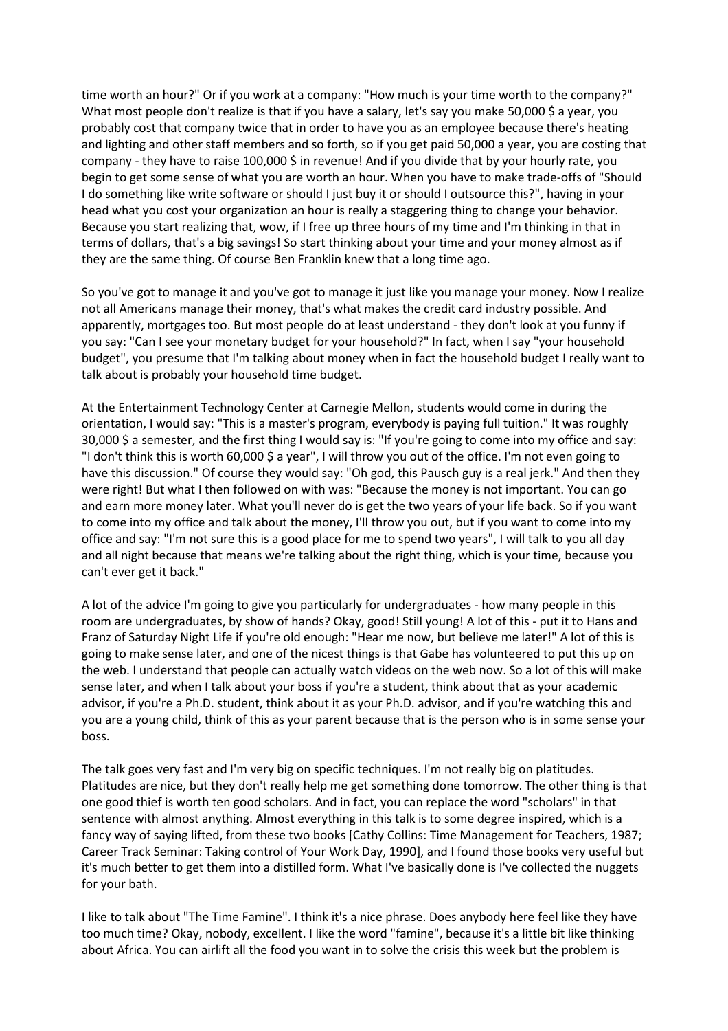time worth an hour?" Or if you work at a company: "How much is your time worth to the company?" What most people don't realize is that if you have a salary, let's say you make 50,000 $ a year, you probably cost that company twice that in order to have you as an employee because there's heating and lighting and other staff members and so forth, so if you get paid 50,000 a year, you are costing that company - they have to raise 100,000 $ in revenue! And if you divide that by your hourly rate, you begin to get some sense of what you are worth an hour. When you have to make trade-offs of "Should I do something like write software or should I just buy it or should I outsource this?", having in your head what you cost your organization an hour is really a staggering thing to change your behavior. Because you start realizing that, wow, if I free up three hours of my time and I'm thinking in that in terms of dollars, that's a big savings! So start thinking about your time and your money almost as if they are the same thing. Of course Ben Franklin knew that a long time ago.

So you've got to manage it and you've got to manage it just like you manage your money. Now I realize not all Americans manage their money, that's what makes the credit card industry possible. And apparently, mortgages too. But most people do at least understand - they don't look at you funny if you say: "Can I see your monetary budget for your household?" In fact, when I say "your household budget", you presume that I'm talking about money when in fact the household budget I really want to talk about is probably your household time budget.

At the Entertainment Technology Center at Carnegie Mellon, students would come in during the orientation, I would say: "This is a master's program, everybody is paying full tuition." It was roughly 30,000 $ a semester, and the first thing I would say is: "If you're going to come into my office and say: "I don't think this is worth 60,000 $ a year", I will throw you out of the office. I'm not even going to have this discussion." Of course they would say: "Oh god, this Pausch guy is a real jerk." And then they were right! But what I then followed on with was: "Because the money is not important. You can go and earn more money later. What you'll never do is get the two years of your life back. So if you want to come into my office and talk about the money, I'll throw you out, but if you want to come into my office and say: "I'm not sure this is a good place for me to spend two years", I will talk to you all day and all night because that means we're talking about the right thing, which is your time, because you can't ever get it back."

A lot of the advice I'm going to give you particularly for undergraduates - how many people in this room are undergraduates, by show of hands? Okay, good! Still young! A lot of this - put it to Hans and Franz of Saturday Night Life if you're old enough: "Hear me now, but believe me later!" A lot of this is going to make sense later, and one of the nicest things is that Gabe has volunteered to put this up on the web. I understand that people can actually watch videos on the web now. So a lot of this will make sense later, and when I talk about your boss if you're a student, think about that as your academic advisor, if you're a Ph.D. student, think about it as your Ph.D. advisor, and if you're watching this and you are a young child, think of this as your parent because that is the person who is in some sense your boss.

The talk goes very fast and I'm very big on specific techniques. I'm not really big on platitudes. Platitudes are nice, but they don't really help me get something done tomorrow. The other thing is that one good thief is worth ten good scholars. And in fact, you can replace the word "scholars" in that sentence with almost anything. Almost everything in this talk is to some degree inspired, which is a fancy way of saying lifted, from these two books [Cathy Collins: Time Management for Teachers, 1987; Career Track Seminar: Taking control of Your Work Day, 1990], and I found those books very useful but it's much better to get them into a distilled form. What I've basically done is I've collected the nuggets for your bath.

I like to talk about "The Time Famine". I think it's a nice phrase. Does anybody here feel like they have too much time? Okay, nobody, excellent. I like the word "famine", because it's a little bit like thinking about Africa. You can airlift all the food you want in to solve the crisis this week but the problem is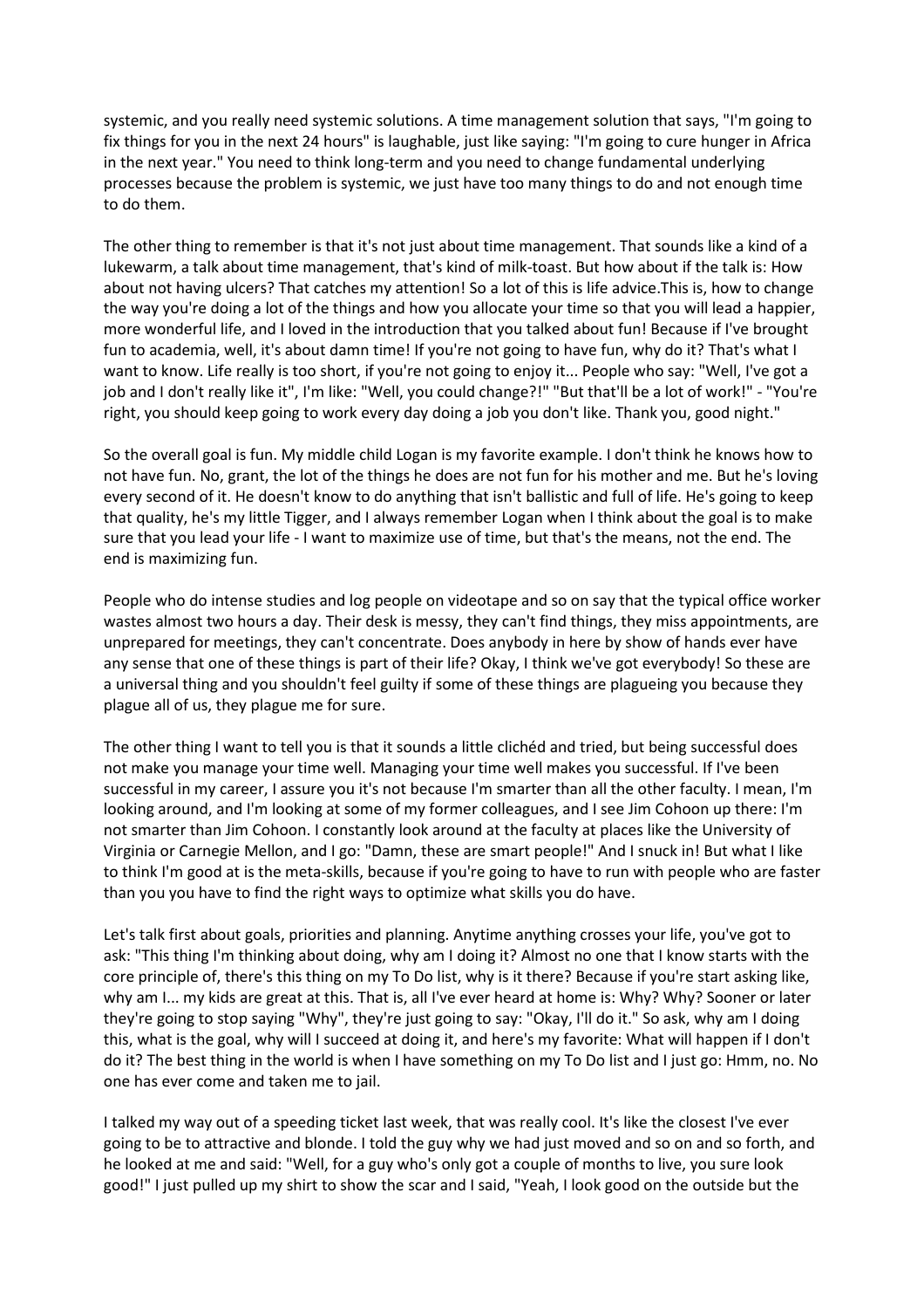systemic, and you really need systemic solutions. A time management solution that says, "I'm going to fix things for you in the next 24 hours" is laughable, just like saying: "I'm going to cure hunger in Africa in the next year." You need to think long-term and you need to change fundamental underlying processes because the problem is systemic, we just have too many things to do and not enough time to do them.

The other thing to remember is that it's not just about time management. That sounds like a kind of a lukewarm, a talk about time management, that's kind of milk-toast. But how about if the talk is: How about not having ulcers? That catches my attention! So a lot of this is life advice.This is, how to change the way you're doing a lot of the things and how you allocate your time so that you will lead a happier, more wonderful life, and I loved in the introduction that you talked about fun! Because if I've brought fun to academia, well, it's about damn time! If you're not going to have fun, why do it? That's what I want to know. Life really is too short, if you're not going to enjoy it... People who say: "Well, I've got a job and I don't really like it", I'm like: "Well, you could change?!" "But that'll be a lot of work!" - "You're right, you should keep going to work every day doing a job you don't like. Thank you, good night."

So the overall goal is fun. My middle child Logan is my favorite example. I don't think he knows how to not have fun. No, grant, the lot of the things he does are not fun for his mother and me. But he's loving every second of it. He doesn't know to do anything that isn't ballistic and full of life. He's going to keep that quality, he's my little Tigger, and I always remember Logan when I think about the goal is to make sure that you lead your life - I want to maximize use of time, but that's the means, not the end. The end is maximizing fun.

People who do intense studies and log people on videotape and so on say that the typical office worker wastes almost two hours a day. Their desk is messy, they can't find things, they miss appointments, are unprepared for meetings, they can't concentrate. Does anybody in here by show of hands ever have any sense that one of these things is part of their life? Okay, I think we've got everybody! So these are a universal thing and you shouldn't feel guilty if some of these things are plagueing you because they plague all of us, they plague me for sure.

The other thing I want to tell you is that it sounds a little clichéd and tried, but being successful does not make you manage your time well. Managing your time well makes you successful. If I've been successful in my career, I assure you it's not because I'm smarter than all the other faculty. I mean, I'm looking around, and I'm looking at some of my former colleagues, and I see Jim Cohoon up there: I'm not smarter than Jim Cohoon. I constantly look around at the faculty at places like the University of Virginia or Carnegie Mellon, and I go: "Damn, these are smart people!" And I snuck in! But what I like to think I'm good at is the meta-skills, because if you're going to have to run with people who are faster than you you have to find the right ways to optimize what skills you do have.

Let's talk first about goals, priorities and planning. Anytime anything crosses your life, you've got to ask: "This thing I'm thinking about doing, why am I doing it? Almost no one that I know starts with the core principle of, there's this thing on my To Do list, why is it there? Because if you're start asking like, why am I... my kids are great at this. That is, all I've ever heard at home is: Why? Why? Sooner or later they're going to stop saying "Why", they're just going to say: "Okay, I'll do it." So ask, why am I doing this, what is the goal, why will I succeed at doing it, and here's my favorite: What will happen if I don't do it? The best thing in the world is when I have something on my To Do list and I just go: Hmm, no. No one has ever come and taken me to jail.

I talked my way out of a speeding ticket last week, that was really cool. It's like the closest I've ever going to be to attractive and blonde. I told the guy why we had just moved and so on and so forth, and he looked at me and said: "Well, for a guy who's only got a couple of months to live, you sure look good!" I just pulled up my shirt to show the scar and I said, "Yeah, I look good on the outside but the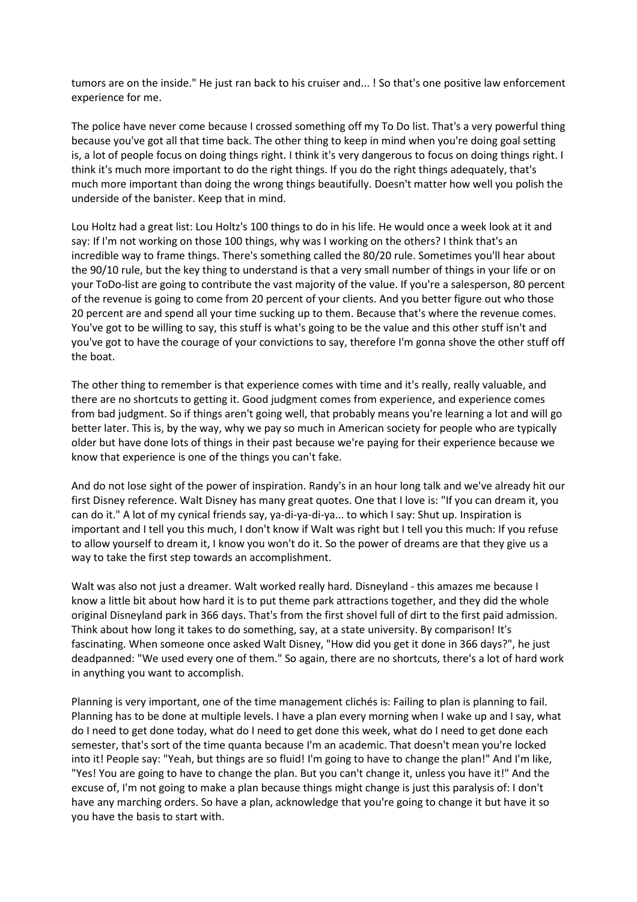tumors are on the inside." He just ran back to his cruiser and... ! So that's one positive law enforcement experience for me.

The police have never come because I crossed something off my To Do list. That's a very powerful thing because you've got all that time back. The other thing to keep in mind when you're doing goal setting is, a lot of people focus on doing things right. I think it's very dangerous to focus on doing things right. I think it's much more important to do the right things. If you do the right things adequately, that's much more important than doing the wrong things beautifully. Doesn't matter how well you polish the underside of the banister. Keep that in mind.

Lou Holtz had a great list: Lou Holtz's 100 things to do in his life. He would once a week look at it and say: If I'm not working on those 100 things, why was I working on the others? I think that's an incredible way to frame things. There's something called the 80/20 rule. Sometimes you'll hear about the 90/10 rule, but the key thing to understand is that a very small number of things in your life or on your ToDo-list are going to contribute the vast majority of the value. If you're a salesperson, 80 percent of the revenue is going to come from 20 percent of your clients. And you better figure out who those 20 percent are and spend all your time sucking up to them. Because that's where the revenue comes. You've got to be willing to say, this stuff is what's going to be the value and this other stuff isn't and you've got to have the courage of your convictions to say, therefore I'm gonna shove the other stuff off the boat.

The other thing to remember is that experience comes with time and it's really, really valuable, and there are no shortcuts to getting it. Good judgment comes from experience, and experience comes from bad judgment. So if things aren't going well, that probably means you're learning a lot and will go better later. This is, by the way, why we pay so much in American society for people who are typically older but have done lots of things in their past because we're paying for their experience because we know that experience is one of the things you can't fake.

And do not lose sight of the power of inspiration. Randy's in an hour long talk and we've already hit our first Disney reference. Walt Disney has many great quotes. One that I love is: "If you can dream it, you can do it." A lot of my cynical friends say, ya-di-ya-di-ya... to which I say: Shut up. Inspiration is important and I tell you this much, I don't know if Walt was right but I tell you this much: If you refuse to allow yourself to dream it, I know you won't do it. So the power of dreams are that they give us a way to take the first step towards an accomplishment.

Walt was also not just a dreamer. Walt worked really hard. Disneyland - this amazes me because I know a little bit about how hard it is to put theme park attractions together, and they did the whole original Disneyland park in 366 days. That's from the first shovel full of dirt to the first paid admission. Think about how long it takes to do something, say, at a state university. By comparison! It's fascinating. When someone once asked Walt Disney, "How did you get it done in 366 days?", he just deadpanned: "We used every one of them." So again, there are no shortcuts, there's a lot of hard work in anything you want to accomplish.

Planning is very important, one of the time management clichés is: Failing to plan is planning to fail. Planning has to be done at multiple levels. I have a plan every morning when I wake up and I say, what do I need to get done today, what do I need to get done this week, what do I need to get done each semester, that's sort of the time quanta because I'm an academic. That doesn't mean you're locked into it! People say: "Yeah, but things are so fluid! I'm going to have to change the plan!" And I'm like, "Yes! You are going to have to change the plan. But you can't change it, unless you have it!" And the excuse of, I'm not going to make a plan because things might change is just this paralysis of: I don't have any marching orders. So have a plan, acknowledge that you're going to change it but have it so you have the basis to start with.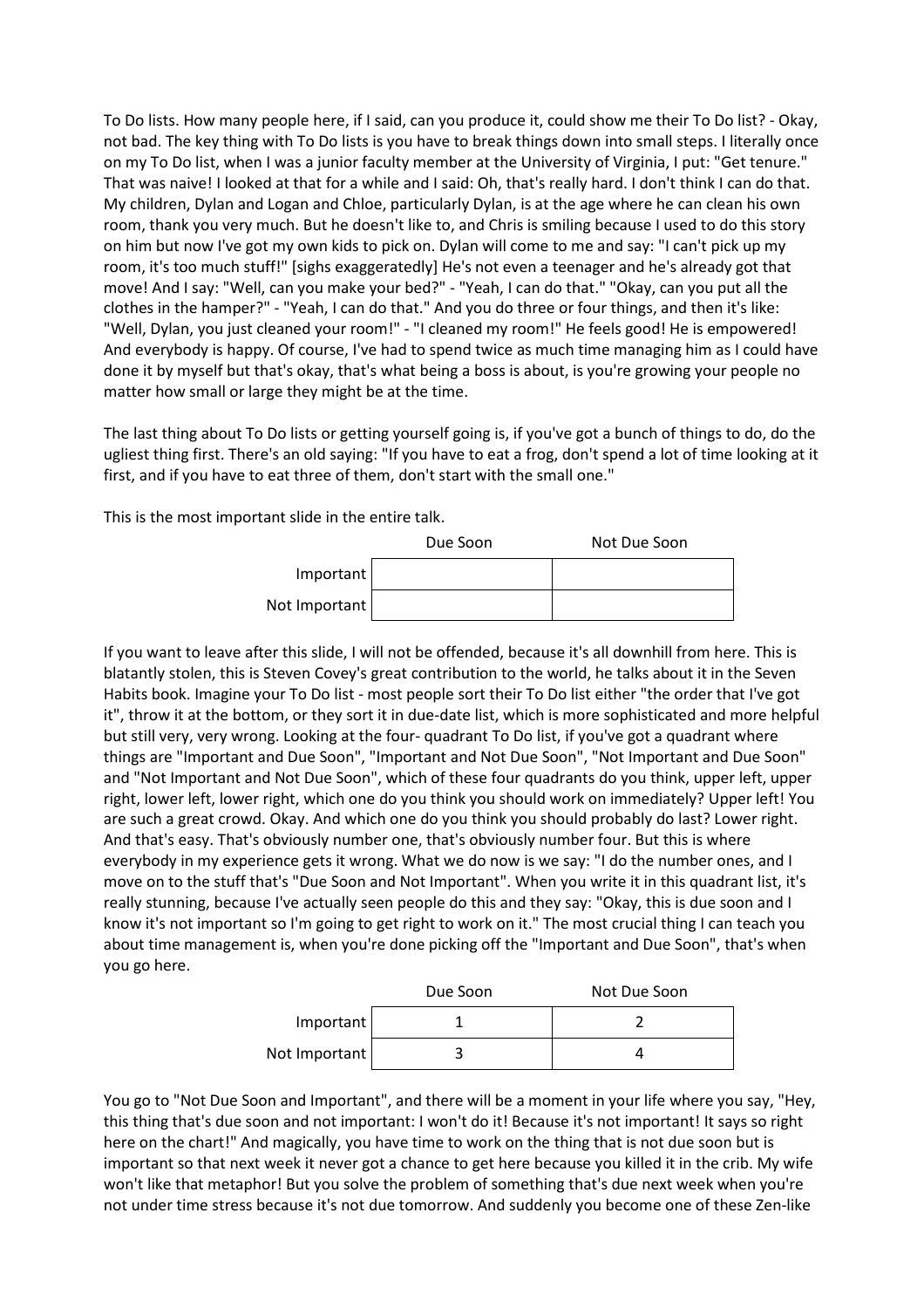To Do lists. How many people here, if I said, can you produce it, could show me their To Do list? - Okay, not bad. The key thing with To Do lists is you have to break things down into small steps. I literally once on my To Do list, when I was a junior faculty member at the University of Virginia, I put: "Get tenure." That was naive! I looked at that for a while and I said: Oh, that's really hard. I don't think I can do that. My children, Dylan and Logan and Chloe, particularly Dylan, is at the age where he can clean his own room, thank you very much. But he doesn't like to, and Chris is smiling because I used to do this story on him but now I've got my own kids to pick on. Dylan will come to me and say: "I can't pick up my room, it's too much stuff!" [sighs exaggeratedly] He's not even a teenager and he's already got that move! And I say: "Well, can you make your bed?" - "Yeah, I can do that." "Okay, can you put all the clothes in the hamper?" - "Yeah, I can do that." And you do three or four things, and then it's like: "Well, Dylan, you just cleaned your room!" - "I cleaned my room!" He feels good! He is empowered! And everybody is happy. Of course, I've had to spend twice as much time managing him as I could have done it by myself but that's okay, that's what being a boss is about, is you're growing your people no matter how small or large they might be at the time.

The last thing about To Do lists or getting yourself going is, if you've got a bunch of things to do, do the ugliest thing first. There's an old saying: "If you have to eat a frog, don't spend a lot of time looking at it first, and if you have to eat three of them, don't start with the small one."

This is the most important slide in the entire talk.

| | Due Soon | Not Due Soon |
|---|---|---|
| Important | | |
| Not Important | | |

If you want to leave after this slide, I will not be offended, because it's all downhill from here. This is blatantly stolen, this is Steven Covey's great contribution to the world, he talks about it in the Seven Habits book. Imagine your To Do list - most people sort their To Do list either "the order that I've got it", throw it at the bottom, or they sort it in due-date list, which is more sophisticated and more helpful but still very, very wrong. Looking at the four- quadrant To Do list, if you've got a quadrant where things are "Important and Due Soon", "Important and Not Due Soon", "Not Important and Due Soon" and "Not Important and Not Due Soon", which of these four quadrants do you think, upper left, upper right, lower left, lower right, which one do you think you should work on immediately? Upper left! You are such a great crowd. Okay. And which one do you think you should probably do last? Lower right. And that's easy. That's obviously number one, that's obviously number four. But this is where everybody in my experience gets it wrong. What we do now is we say: "I do the number ones, and I move on to the stuff that's "Due Soon and Not Important". When you write it in this quadrant list, it's really stunning, because I've actually seen people do this and they say: "Okay, this is due soon and I know it's not important so I'm going to get right to work on it." The most crucial thing I can teach you about time management is, when you're done picking off the "Important and Due Soon", that's when you go here.

| | Due Soon | Not Due Soon |
|---|---|---|
| Important | 1 | 2 |
| Not Important | 3 | 4 |

You go to "Not Due Soon and Important", and there will be a moment in your life where you say, "Hey, this thing that's due soon and not important: I won't do it! Because it's not important! It says so right here on the chart!" And magically, you have time to work on the thing that is not due soon but is important so that next week it never got a chance to get here because you killed it in the crib. My wife won't like that metaphor! But you solve the problem of something that's due next week when you're not under time stress because it's not due tomorrow. And suddenly you become one of these Zen-like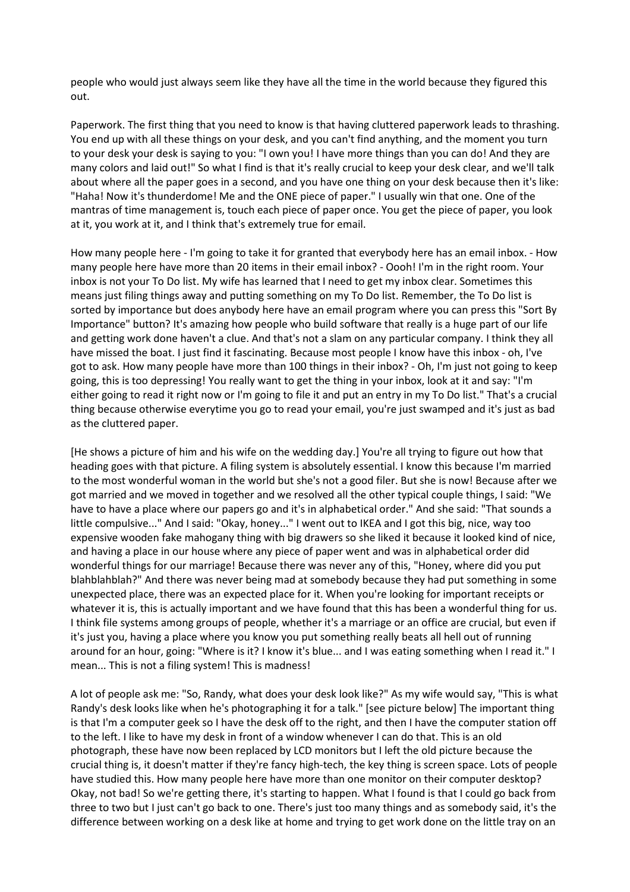people who would just always seem like they have all the time in the world because they figured this out.

Paperwork. The first thing that you need to know is that having cluttered paperwork leads to thrashing. You end up with all these things on your desk, and you can't find anything, and the moment you turn to your desk your desk is saying to you: "I own you! I have more things than you can do! And they are many colors and laid out!" So what I find is that it's really crucial to keep your desk clear, and we'll talk about where all the paper goes in a second, and you have one thing on your desk because then it's like: "Haha! Now it's thunderdome! Me and the ONE piece of paper." I usually win that one. One of the mantras of time management is, touch each piece of paper once. You get the piece of paper, you look at it, you work at it, and I think that's extremely true for email.

How many people here - I'm going to take it for granted that everybody here has an email inbox. - How many people here have more than 20 items in their email inbox? - Oooh! I'm in the right room. Your inbox is not your To Do list. My wife has learned that I need to get my inbox clear. Sometimes this means just filing things away and putting something on my To Do list. Remember, the To Do list is sorted by importance but does anybody here have an email program where you can press this "Sort By Importance" button? It's amazing how people who build software that really is a huge part of our life and getting work done haven't a clue. And that's not a slam on any particular company. I think they all have missed the boat. I just find it fascinating. Because most people I know have this inbox - oh, I've got to ask. How many people have more than 100 things in their inbox? - Oh, I'm just not going to keep going, this is too depressing! You really want to get the thing in your inbox, look at it and say: "I'm either going to read it right now or I'm going to file it and put an entry in my To Do list." That's a crucial thing because otherwise everytime you go to read your email, you're just swamped and it's just as bad as the cluttered paper.

[He shows a picture of him and his wife on the wedding day.] You're all trying to figure out how that heading goes with that picture. A filing system is absolutely essential. I know this because I'm married to the most wonderful woman in the world but she's not a good filer. But she is now! Because after we got married and we moved in together and we resolved all the other typical couple things, I said: "We have to have a place where our papers go and it's in alphabetical order." And she said: "That sounds a little compulsive..." And I said: "Okay, honey..." I went out to IKEA and I got this big, nice, way too expensive wooden fake mahogany thing with big drawers so she liked it because it looked kind of nice, and having a place in our house where any piece of paper went and was in alphabetical order did wonderful things for our marriage! Because there was never any of this, "Honey, where did you put blahblahblah?" And there was never being mad at somebody because they had put something in some unexpected place, there was an expected place for it. When you're looking for important receipts or whatever it is, this is actually important and we have found that this has been a wonderful thing for us. I think file systems among groups of people, whether it's a marriage or an office are crucial, but even if it's just you, having a place where you know you put something really beats all hell out of running around for an hour, going: "Where is it? I know it's blue... and I was eating something when I read it." I mean... This is not a filing system! This is madness!

A lot of people ask me: "So, Randy, what does your desk look like?" As my wife would say, "This is what Randy's desk looks like when he's photographing it for a talk." [see picture below] The important thing is that I'm a computer geek so I have the desk off to the right, and then I have the computer station off to the left. I like to have my desk in front of a window whenever I can do that. This is an old photograph, these have now been replaced by LCD monitors but I left the old picture because the crucial thing is, it doesn't matter if they're fancy high-tech, the key thing is screen space. Lots of people have studied this. How many people here have more than one monitor on their computer desktop? Okay, not bad! So we're getting there, it's starting to happen. What I found is that I could go back from three to two but I just can't go back to one. There's just too many things and as somebody said, it's the difference between working on a desk like at home and trying to get work done on the little tray on an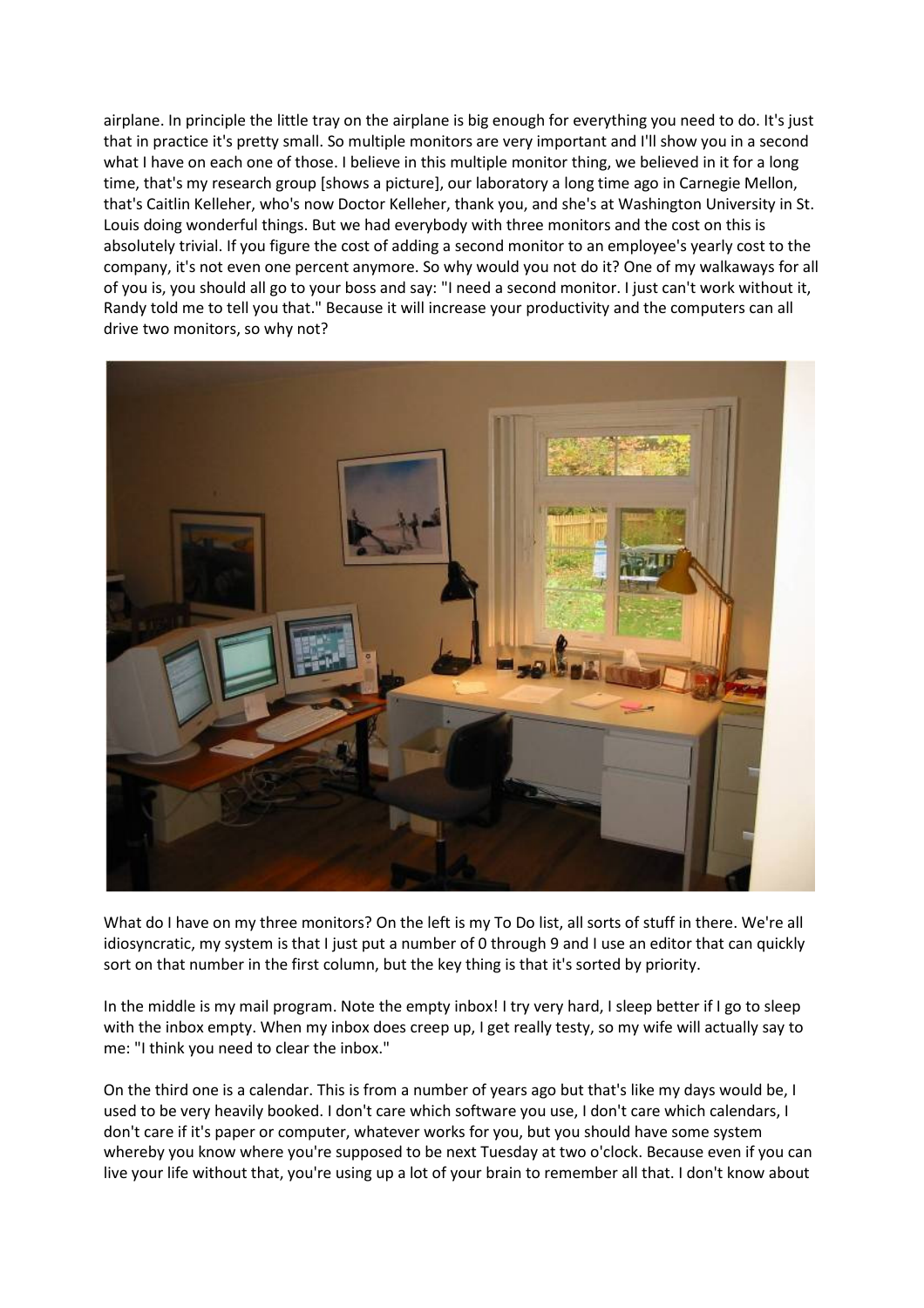airplane. In principle the little tray on the airplane is big enough for everything you need to do. It's just that in practice it's pretty small. So multiple monitors are very important and I'll show you in a second what I have on each one of those. I believe in this multiple monitor thing, we believed in it for a long time, that's my research group [shows a picture], our laboratory a long time ago in Carnegie Mellon, that's Caitlin Kelleher, who's now Doctor Kelleher, thank you, and she's at Washington University in St. Louis doing wonderful things. But we had everybody with three monitors and the cost on this is absolutely trivial. If you figure the cost of adding a second monitor to an employee's yearly cost to the company, it's not even one percent anymore. So why would you not do it? One of my walkaways for all of you is, you should all go to your boss and say: "I need a second monitor. I just can't work without it, Randy told me to tell you that." Because it will increase your productivity and the computers can all drive two monitors, so why not?

What do I have on my three monitors? On the left is my To Do list, all sorts of stuff in there. We're all idiosyncratic, my system is that I just put a number of 0 through 9 and I use an editor that can quickly sort on that number in the first column, but the key thing is that it's sorted by priority.

In the middle is my mail program. Note the empty inbox! I try very hard, I sleep better if I go to sleep with the inbox empty. When my inbox does creep up, I get really testy, so my wife will actually say to me: "I think you need to clear the inbox."

On the third one is a calendar. This is from a number of years ago but that's like my days would be, I used to be very heavily booked. I don't care which software you use, I don't care which calendars, I don't care if it's paper or computer, whatever works for you, but you should have some system whereby you know where you're supposed to be next Tuesday at two o'clock. Because even if you can live your life without that, you're using up a lot of your brain to remember all that. I don't know about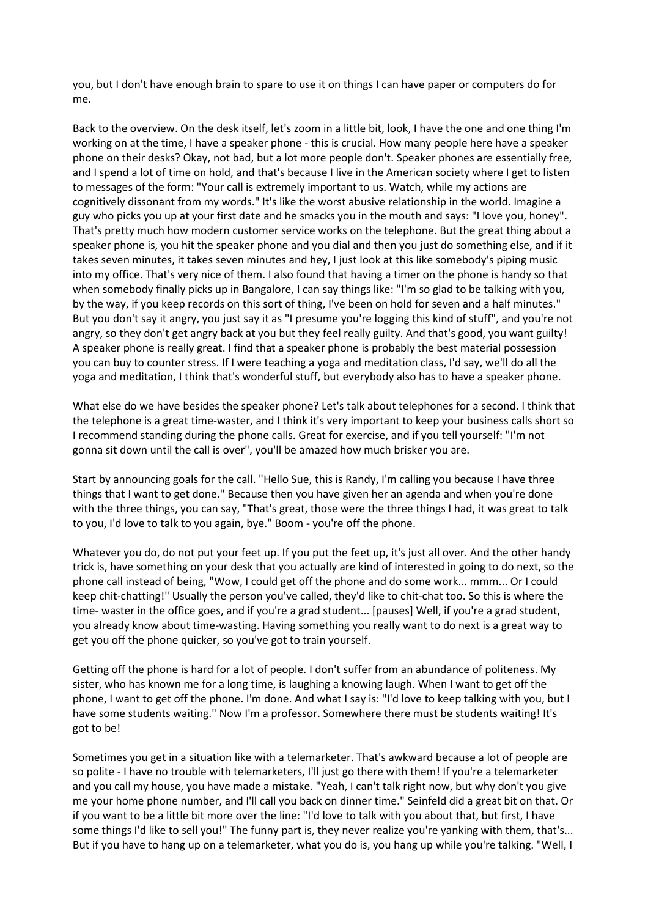you, but I don't have enough brain to spare to use it on things I can have paper or computers do for me.

Back to the overview. On the desk itself, let's zoom in a little bit, look, I have the one and one thing I'm working on at the time, I have a speaker phone - this is crucial. How many people here have a speaker phone on their desks? Okay, not bad, but a lot more people don't. Speaker phones are essentially free, and I spend a lot of time on hold, and that's because I live in the American society where I get to listen to messages of the form: "Your call is extremely important to us. Watch, while my actions are cognitively dissonant from my words." It's like the worst abusive relationship in the world. Imagine a guy who picks you up at your first date and he smacks you in the mouth and says: "I love you, honey". That's pretty much how modern customer service works on the telephone. But the great thing about a speaker phone is, you hit the speaker phone and you dial and then you just do something else, and if it takes seven minutes, it takes seven minutes and hey, I just look at this like somebody's piping music into my office. That's very nice of them. I also found that having a timer on the phone is handy so that when somebody finally picks up in Bangalore, I can say things like: "I'm so glad to be talking with you, by the way, if you keep records on this sort of thing, I've been on hold for seven and a half minutes." But you don't say it angry, you just say it as "I presume you're logging this kind of stuff", and you're not angry, so they don't get angry back at you but they feel really guilty. And that's good, you want guilty! A speaker phone is really great. I find that a speaker phone is probably the best material possession you can buy to counter stress. If I were teaching a yoga and meditation class, I'd say, we'll do all the yoga and meditation, I think that's wonderful stuff, but everybody also has to have a speaker phone.

What else do we have besides the speaker phone? Let's talk about telephones for a second. I think that the telephone is a great time-waster, and I think it's very important to keep your business calls short so I recommend standing during the phone calls. Great for exercise, and if you tell yourself: "I'm not gonna sit down until the call is over", you'll be amazed how much brisker you are.

Start by announcing goals for the call. "Hello Sue, this is Randy, I'm calling you because I have three things that I want to get done." Because then you have given her an agenda and when you're done with the three things, you can say, "That's great, those were the three things I had, it was great to talk to you, I'd love to talk to you again, bye." Boom - you're off the phone.

Whatever you do, do not put your feet up. If you put the feet up, it's just all over. And the other handy trick is, have something on your desk that you actually are kind of interested in going to do next, so the phone call instead of being, "Wow, I could get off the phone and do some work... mmm... Or I could keep chit-chatting!" Usually the person you've called, they'd like to chit-chat too. So this is where the time- waster in the office goes, and if you're a grad student... [pauses] Well, if you're a grad student, you already know about time-wasting. Having something you really want to do next is a great way to get you off the phone quicker, so you've got to train yourself.

Getting off the phone is hard for a lot of people. I don't suffer from an abundance of politeness. My sister, who has known me for a long time, is laughing a knowing laugh. When I want to get off the phone, I want to get off the phone. I'm done. And what I say is: "I'd love to keep talking with you, but I have some students waiting." Now I'm a professor. Somewhere there must be students waiting! It's got to be!

Sometimes you get in a situation like with a telemarketer. That's awkward because a lot of people are so polite - I have no trouble with telemarketers, I'll just go there with them! If you're a telemarketer and you call my house, you have made a mistake. "Yeah, I can't talk right now, but why don't you give me your home phone number, and I'll call you back on dinner time." Seinfeld did a great bit on that. Or if you want to be a little bit more over the line: "I'd love to talk with you about that, but first, I have some things I'd like to sell you!" The funny part is, they never realize you're yanking with them, that's... But if you have to hang up on a telemarketer, what you do is, you hang up while you're talking. "Well, I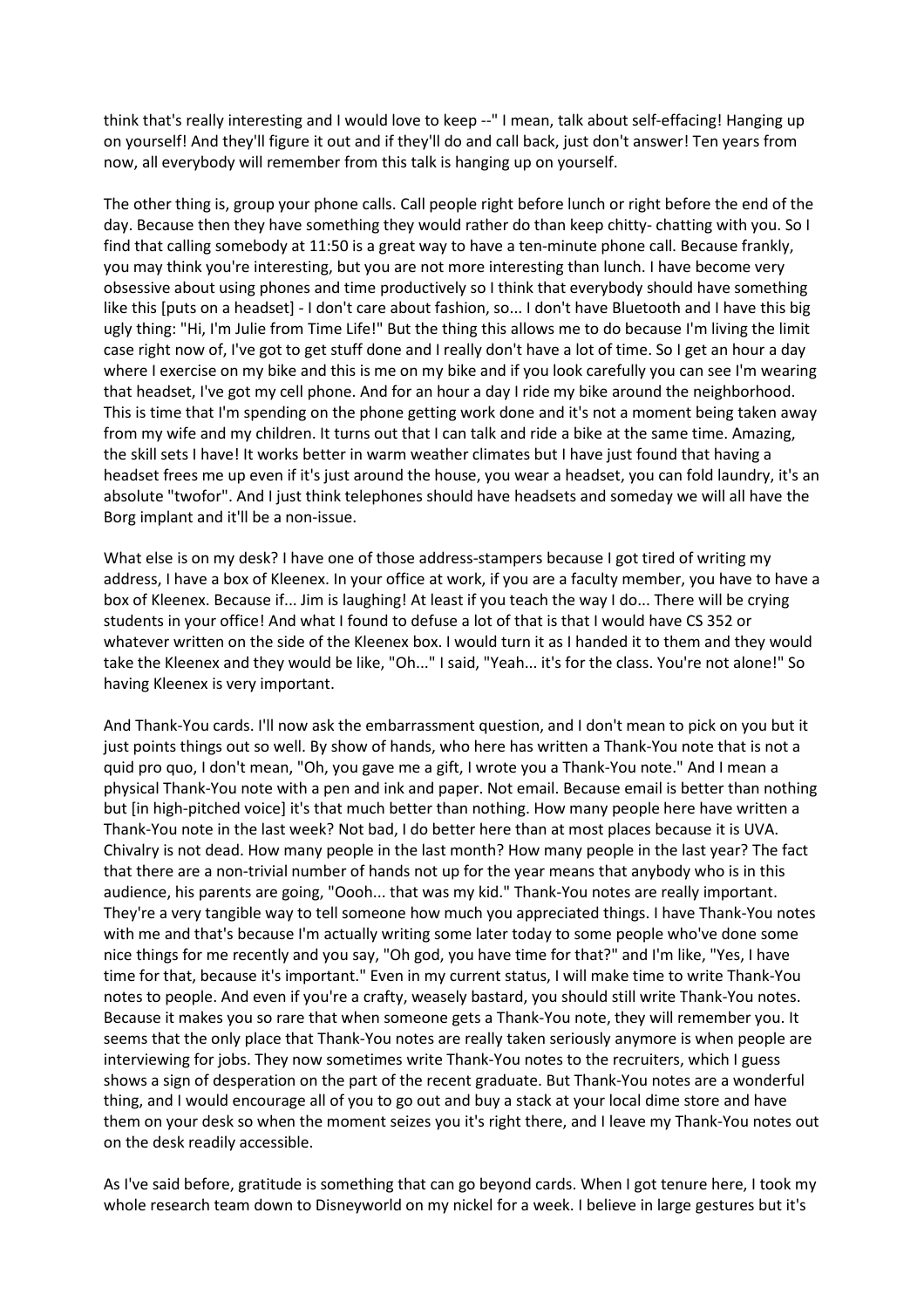think that's really interesting and I would love to keep --" I mean, talk about self-effacing! Hanging up on yourself! And they'll figure it out and if they'll do and call back, just don't answer! Ten years from now, all everybody will remember from this talk is hanging up on yourself.

The other thing is, group your phone calls. Call people right before lunch or right before the end of the day. Because then they have something they would rather do than keep chitty- chatting with you. So I find that calling somebody at 11:50 is a great way to have a ten-minute phone call. Because frankly, you may think you're interesting, but you are not more interesting than lunch. I have become very obsessive about using phones and time productively so I think that everybody should have something like this [puts on a headset] - I don't care about fashion, so... I don't have Bluetooth and I have this big ugly thing: "Hi, I'm Julie from Time Life!" But the thing this allows me to do because I'm living the limit case right now of, I've got to get stuff done and I really don't have a lot of time. So I get an hour a day where I exercise on my bike and this is me on my bike and if you look carefully you can see I'm wearing that headset, I've got my cell phone. And for an hour a day I ride my bike around the neighborhood. This is time that I'm spending on the phone getting work done and it's not a moment being taken away from my wife and my children. It turns out that I can talk and ride a bike at the same time. Amazing, the skill sets I have! It works better in warm weather climates but I have just found that having a headset frees me up even if it's just around the house, you wear a headset, you can fold laundry, it's an absolute "twofor". And I just think telephones should have headsets and someday we will all have the Borg implant and it'll be a non-issue.

What else is on my desk? I have one of those address-stampers because I got tired of writing my address, I have a box of Kleenex. In your office at work, if you are a faculty member, you have to have a box of Kleenex. Because if... Jim is laughing! At least if you teach the way I do... There will be crying students in your office! And what I found to defuse a lot of that is that I would have CS 352 or whatever written on the side of the Kleenex box. I would turn it as I handed it to them and they would take the Kleenex and they would be like, "Oh..." I said, "Yeah... it's for the class. You're not alone!" So having Kleenex is very important.

And Thank-You cards. I'll now ask the embarrassment question, and I don't mean to pick on you but it just points things out so well. By show of hands, who here has written a Thank-You note that is not a quid pro quo, I don't mean, "Oh, you gave me a gift, I wrote you a Thank-You note." And I mean a physical Thank-You note with a pen and ink and paper. Not email. Because email is better than nothing but [in high-pitched voice] it's that much better than nothing. How many people here have written a Thank-You note in the last week? Not bad, I do better here than at most places because it is UVA. Chivalry is not dead. How many people in the last month? How many people in the last year? The fact that there are a non-trivial number of hands not up for the year means that anybody who is in this audience, his parents are going, "Oooh... that was my kid." Thank-You notes are really important. They're a very tangible way to tell someone how much you appreciated things. I have Thank-You notes with me and that's because I'm actually writing some later today to some people who've done some nice things for me recently and you say, "Oh god, you have time for that?" and I'm like, "Yes, I have time for that, because it's important." Even in my current status, I will make time to write Thank-You notes to people. And even if you're a crafty, weasely bastard, you should still write Thank-You notes. Because it makes you so rare that when someone gets a Thank-You note, they will remember you. It seems that the only place that Thank-You notes are really taken seriously anymore is when people are interviewing for jobs. They now sometimes write Thank-You notes to the recruiters, which I guess shows a sign of desperation on the part of the recent graduate. But Thank-You notes are a wonderful thing, and I would encourage all of you to go out and buy a stack at your local dime store and have them on your desk so when the moment seizes you it's right there, and I leave my Thank-You notes out on the desk readily accessible.

As I've said before, gratitude is something that can go beyond cards. When I got tenure here, I took my whole research team down to Disneyworld on my nickel for a week. I believe in large gestures but it's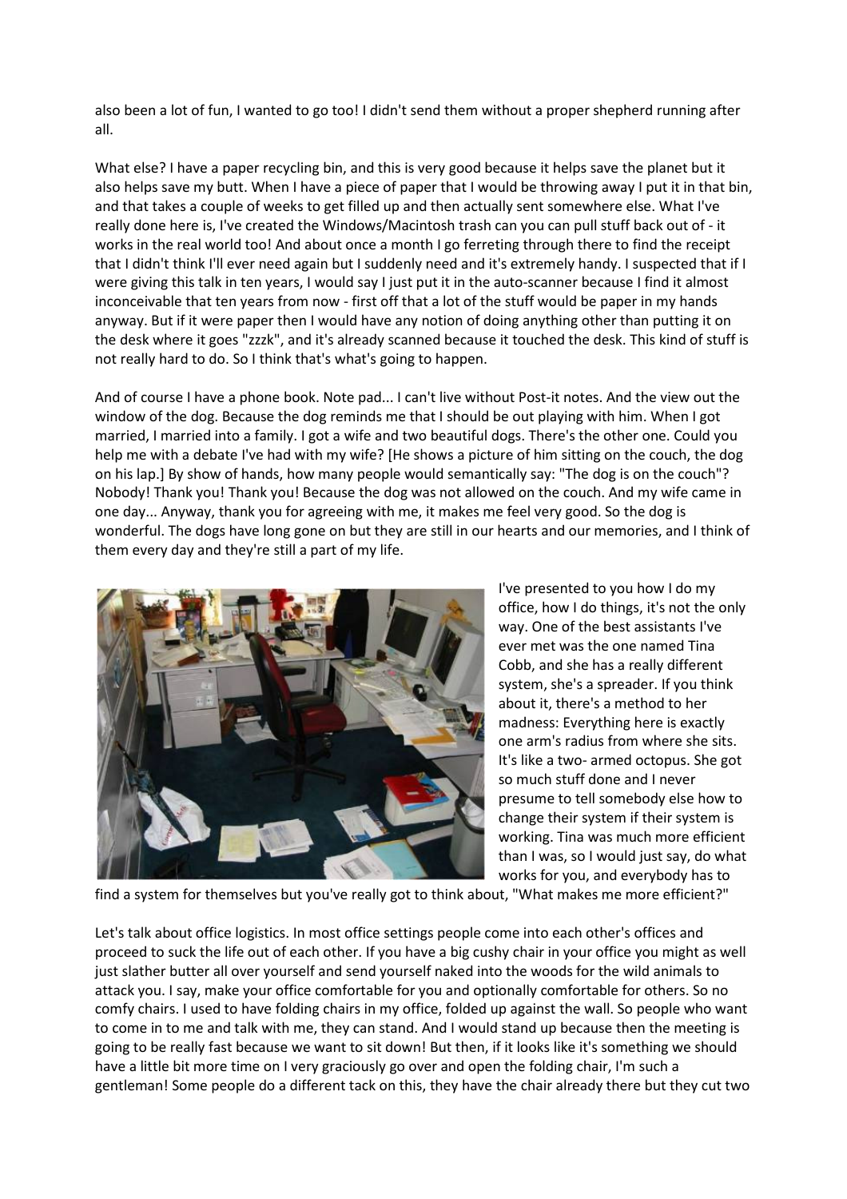also been a lot of fun, I wanted to go too! I didn't send them without a proper shepherd running after all.

What else? I have a paper recycling bin, and this is very good because it helps save the planet but it also helps save my butt. When I have a piece of paper that I would be throwing away I put it in that bin, and that takes a couple of weeks to get filled up and then actually sent somewhere else. What I've really done here is, I've created the Windows/Macintosh trash can you can pull stuff back out of - it works in the real world too! And about once a month I go ferreting through there to find the receipt that I didn't think I'll ever need again but I suddenly need and it's extremely handy. I suspected that if I were giving this talk in ten years, I would say I just put it in the auto-scanner because I find it almost inconceivable that ten years from now - first off that a lot of the stuff would be paper in my hands anyway. But if it were paper then I would have any notion of doing anything other than putting it on the desk where it goes "zzzk", and it's already scanned because it touched the desk. This kind of stuff is not really hard to do. So I think that's what's going to happen.

And of course I have a phone book. Note pad... I can't live without Post-it notes. And the view out the window of the dog. Because the dog reminds me that I should be out playing with him. When I got married, I married into a family. I got a wife and two beautiful dogs. There's the other one. Could you help me with a debate I've had with my wife? [He shows a picture of him sitting on the couch, the dog on his lap.] By show of hands, how many people would semantically say: "The dog is on the couch"? Nobody! Thank you! Thank you! Because the dog was not allowed on the couch. And my wife came in one day... Anyway, thank you for agreeing with me, it makes me feel very good. So the dog is wonderful. The dogs have long gone on but they are still in our hearts and our memories, and I think of them every day and they're still a part of my life.

I've presented to you how I do my office, how I do things, it's not the only way. One of the best assistants I've ever met was the one named Tina Cobb, and she has a really different system, she's a spreader. If you think about it, there's a method to her madness: Everything here is exactly one arm's radius from where she sits. It's like a two- armed octopus. She got so much stuff done and I never presume to tell somebody else how to change their system if their system is working. Tina was much more efficient than I was, so I would just say, do what works for you, and everybody has to find a system for themselves but you've really got to think about, "What makes me more efficient?"

Let's talk about office logistics. In most office settings people come into each other's offices and proceed to suck the life out of each other. If you have a big cushy chair in your office you might as well just slather butter all over yourself and send yourself naked into the woods for the wild animals to attack you. I say, make your office comfortable for you and optionally comfortable for others. So no comfy chairs. I used to have folding chairs in my office, folded up against the wall. So people who want to come in to me and talk with me, they can stand. And I would stand up because then the meeting is going to be really fast because we want to sit down! But then, if it looks like it's something we should have a little bit more time on I very graciously go over and open the folding chair, I'm such a gentleman! Some people do a different tack on this, they have the chair already there but they cut two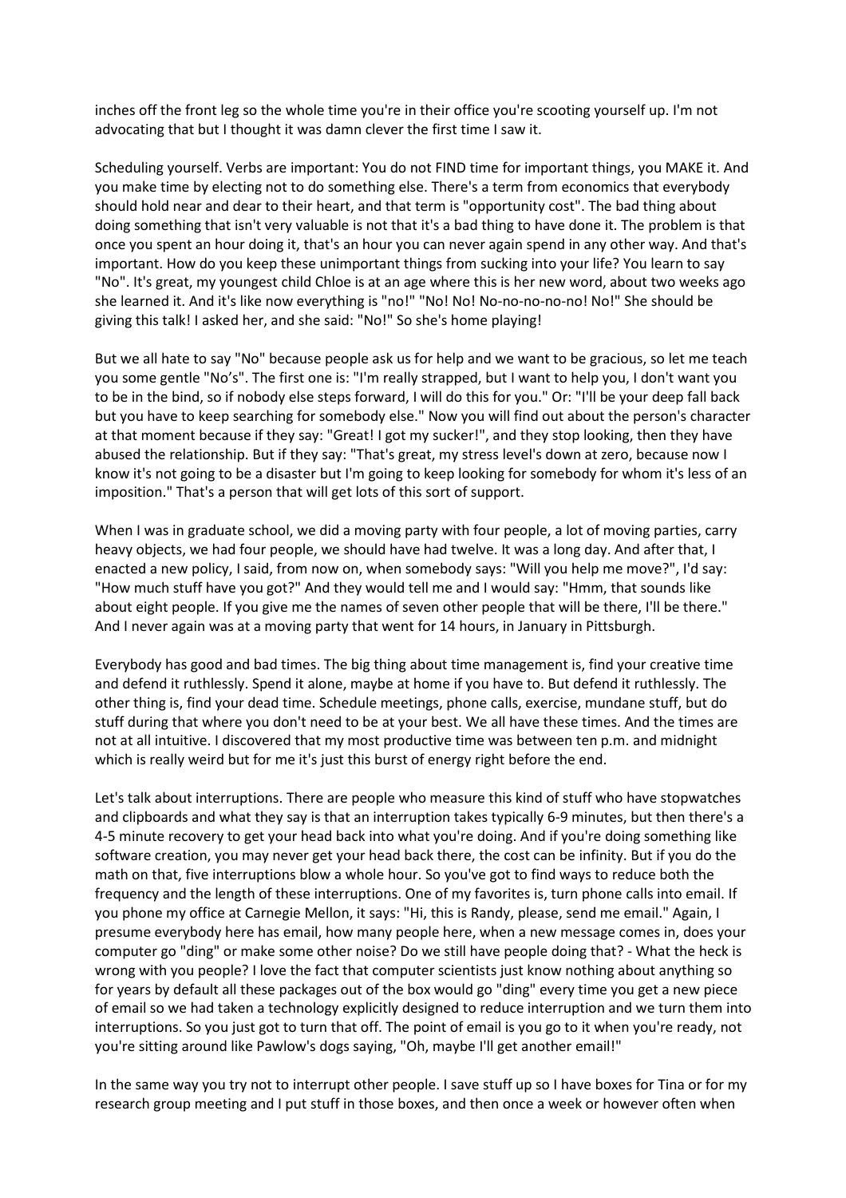inches off the front leg so the whole time you're in their office you're scooting yourself up. I'm not advocating that but I thought it was damn clever the first time I saw it.

Scheduling yourself. Verbs are important: You do not FIND time for important things, you MAKE it. And you make time by electing not to do something else. There's a term from economics that everybody should hold near and dear to their heart, and that term is "opportunity cost". The bad thing about doing something that isn't very valuable is not that it's a bad thing to have done it. The problem is that once you spent an hour doing it, that's an hour you can never again spend in any other way. And that's important. How do you keep these unimportant things from sucking into your life? You learn to say "No". It's great, my youngest child Chloe is at an age where this is her new word, about two weeks ago she learned it. And it's like now everything is "no!" "No! No! No-no-no-no-no! No!" She should be giving this talk! I asked her, and she said: "No!" So she's home playing!

But we all hate to say "No" because people ask us for help and we want to be gracious, so let me teach you some gentle "No's". The first one is: "I'm really strapped, but I want to help you, I don't want you to be in the bind, so if nobody else steps forward, I will do this for you." Or: "I'll be your deep fall back but you have to keep searching for somebody else." Now you will find out about the person's character at that moment because if they say: "Great! I got my sucker!", and they stop looking, then they have abused the relationship. But if they say: "That's great, my stress level's down at zero, because now I know it's not going to be a disaster but I'm going to keep looking for somebody for whom it's less of an imposition." That's a person that will get lots of this sort of support.

When I was in graduate school, we did a moving party with four people, a lot of moving parties, carry heavy objects, we had four people, we should have had twelve. It was a long day. And after that, I enacted a new policy, I said, from now on, when somebody says: "Will you help me move?", I'd say: "How much stuff have you got?" And they would tell me and I would say: "Hmm, that sounds like about eight people. If you give me the names of seven other people that will be there, I'll be there." And I never again was at a moving party that went for 14 hours, in January in Pittsburgh.

Everybody has good and bad times. The big thing about time management is, find your creative time and defend it ruthlessly. Spend it alone, maybe at home if you have to. But defend it ruthlessly. The other thing is, find your dead time. Schedule meetings, phone calls, exercise, mundane stuff, but do stuff during that where you don't need to be at your best. We all have these times. And the times are not at all intuitive. I discovered that my most productive time was between ten p.m. and midnight which is really weird but for me it's just this burst of energy right before the end.

Let's talk about interruptions. There are people who measure this kind of stuff who have stopwatches and clipboards and what they say is that an interruption takes typically 6-9 minutes, but then there's a 4-5 minute recovery to get your head back into what you're doing. And if you're doing something like software creation, you may never get your head back there, the cost can be infinity. But if you do the math on that, five interruptions blow a whole hour. So you've got to find ways to reduce both the frequency and the length of these interruptions. One of my favorites is, turn phone calls into email. If you phone my office at Carnegie Mellon, it says: "Hi, this is Randy, please, send me email." Again, I presume everybody here has email, how many people here, when a new message comes in, does your computer go "ding" or make some other noise? Do we still have people doing that? - What the heck is wrong with you people? I love the fact that computer scientists just know nothing about anything so for years by default all these packages out of the box would go "ding" every time you get a new piece of email so we had taken a technology explicitly designed to reduce interruption and we turn them into interruptions. So you just got to turn that off. The point of email is you go to it when you're ready, not you're sitting around like Pawlow's dogs saying, "Oh, maybe I'll get another email!"

In the same way you try not to interrupt other people. I save stuff up so I have boxes for Tina or for my research group meeting and I put stuff in those boxes, and then once a week or however often when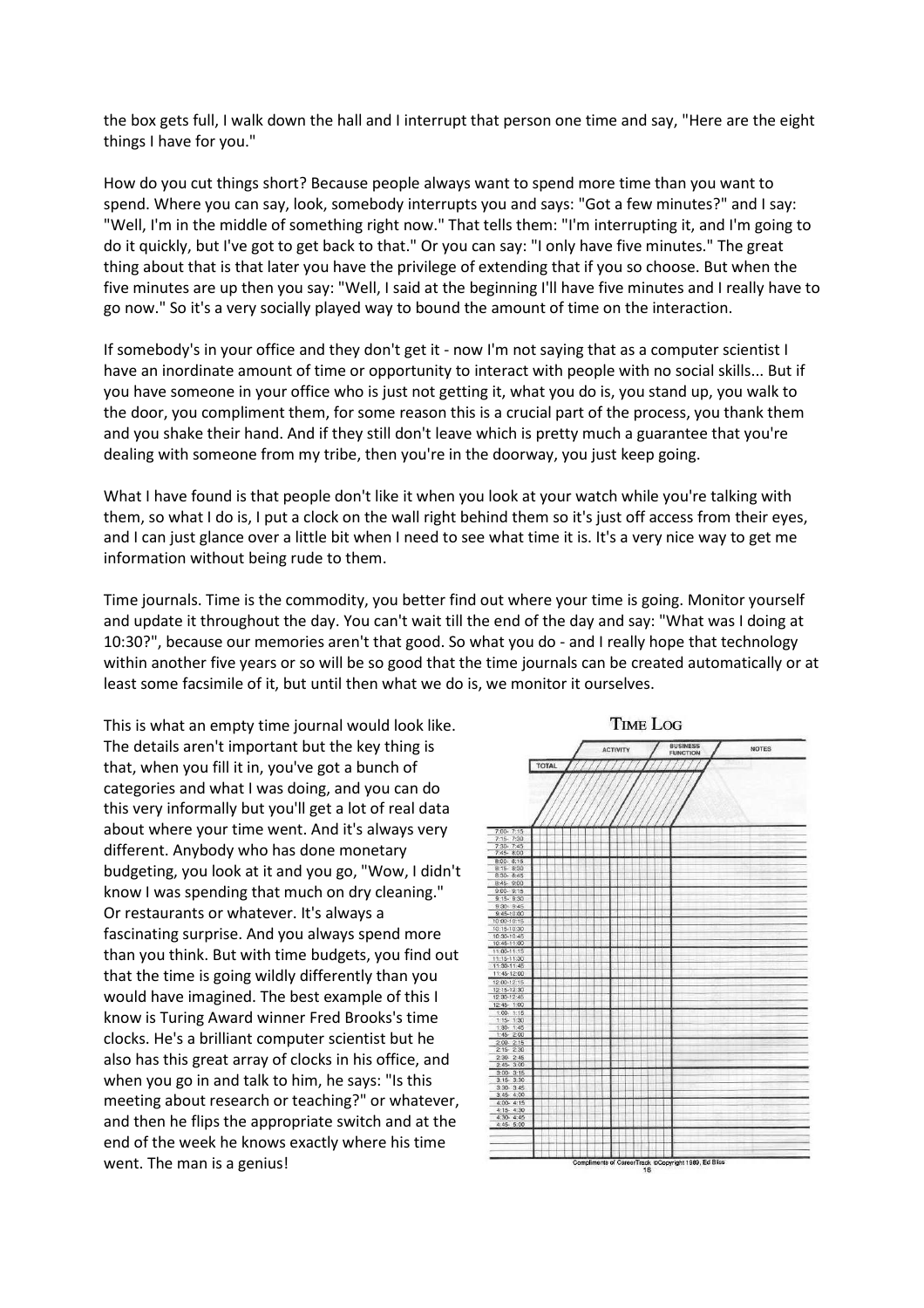the box gets full, I walk down the hall and I interrupt that person one time and say, "Here are the eight things I have for you."

How do you cut things short? Because people always want to spend more time than you want to spend. Where you can say, look, somebody interrupts you and says: "Got a few minutes?" and I say: "Well, I'm in the middle of something right now." That tells them: "I'm interrupting it, and I'm going to do it quickly, but I've got to get back to that." Or you can say: "I only have five minutes." The great thing about that is that later you have the privilege of extending that if you so choose. But when the five minutes are up then you say: "Well, I said at the beginning I'll have five minutes and I really have to go now." So it's a very socially played way to bound the amount of time on the interaction.

If somebody's in your office and they don't get it - now I'm not saying that as a computer scientist I have an inordinate amount of time or opportunity to interact with people with no social skills... But if you have someone in your office who is just not getting it, what you do is, you stand up, you walk to the door, you compliment them, for some reason this is a crucial part of the process, you thank them and you shake their hand. And if they still don't leave which is pretty much a guarantee that you're dealing with someone from my tribe, then you're in the doorway, you just keep going.

What I have found is that people don't like it when you look at your watch while you're talking with them, so what I do is, I put a clock on the wall right behind them so it's just off access from their eyes, and I can just glance over a little bit when I need to see what time it is. It's a very nice way to get me information without being rude to them.

Time journals. Time is the commodity, you better find out where your time is going. Monitor yourself and update it throughout the day. You can't wait till the end of the day and say: "What was I doing at 10:30?", because our memories aren't that good. So what you do - and I really hope that technology within another five years or so will be so good that the time journals can be created automatically or at least some facsimile of it, but until then what we do is, we monitor it ourselves.

This is what an empty time journal would look like. The details aren't important but the key thing is that, when you fill it in, you've got a bunch of categories and what I was doing, and you can do this very informally but you'll get a lot of real data about where your time went. And it's always very different. Anybody who has done monetary budgeting, you look at it and you go, "Wow, I didn't know I was spending that much on dry cleaning." Or restaurants or whatever. It's always a fascinating surprise. And you always spend more than you think. But with time budgets, you find out that the time is going wildly differently than you would have imagined. The best example of this I know is Turing Award winner Fred Brooks's time clocks. He's a brilliant computer scientist but he also has this great array of clocks in his office, and when you go in and talk to him, he says: "Is this meeting about research or teaching?" or whatever, and then he flips the appropriate switch and at the end of the week he knows exactly where his time went. The man is a genius!

TIME LOG

| | TOTAL | ACTIVITY | BUSINESS FUNCTION | NOTES |
|---|---|---|---|---|
| 7:00- 7:15 | | | | |
| 7:15- 7:30 | | | | |
| 7:30- 7:45 | | | | |
| 7:45- 8:00 | | | | |
| 8:00- 8:15 | | | | |
| 8:15- 8:30 | | | | |
| 8:30- 8:45 | | | | |
| 8:45- 9:00 | | | | |
| 9:00- 9:15 | | | | |
| 9:15- 9:30 | | | | |
| 9:30- 9:45 | | | | |
| 9:45-10:00 | | | | |
| 10:00-10:15 | | | | |
| 10:15-10:30 | | | | |
| 10:30-10:45 | | | | |
| 10:45-11:00 | | | | |
| 11:00-11:15 | | | | |
| 11:15-11:30 | | | | |
| 11:30-11:45 | | | | |
| 11:45-12:00 | | | | |
| 12:00-12:15 | | | | |
| 12:15-12:30 | | | | |
| 12:30-12:45 | | | | |
| 12:45- 1:00 | | | | |
| 1:00- 1:15 | | | | |
| 1:15- 1:30 | | | | |
| 1:30- 1:45 | | | | |
| 1:45- 2:00 | | | | |
| 2:00- 2:15 | | | | |
| 2:15- 2:30 | | | | |
| 2:30- 2:45 | | | | |
| 2:45- 3:00 | | | | |
| 3:00- 3:15 | | | | |
| 3:15- 3:30 | | | | |
| 3:30- 3:45 | | | | |
| 3:45- 4:00 | | | | |
| 4:00- 4:15 | | | | |
| 4:15- 4:30 | | | | |
| 4:30- 4:45 | | | | |
| 4:45- 5:00 | | | | |

Compliments of CareerTrack ©Copyright 1989, Ed Bliss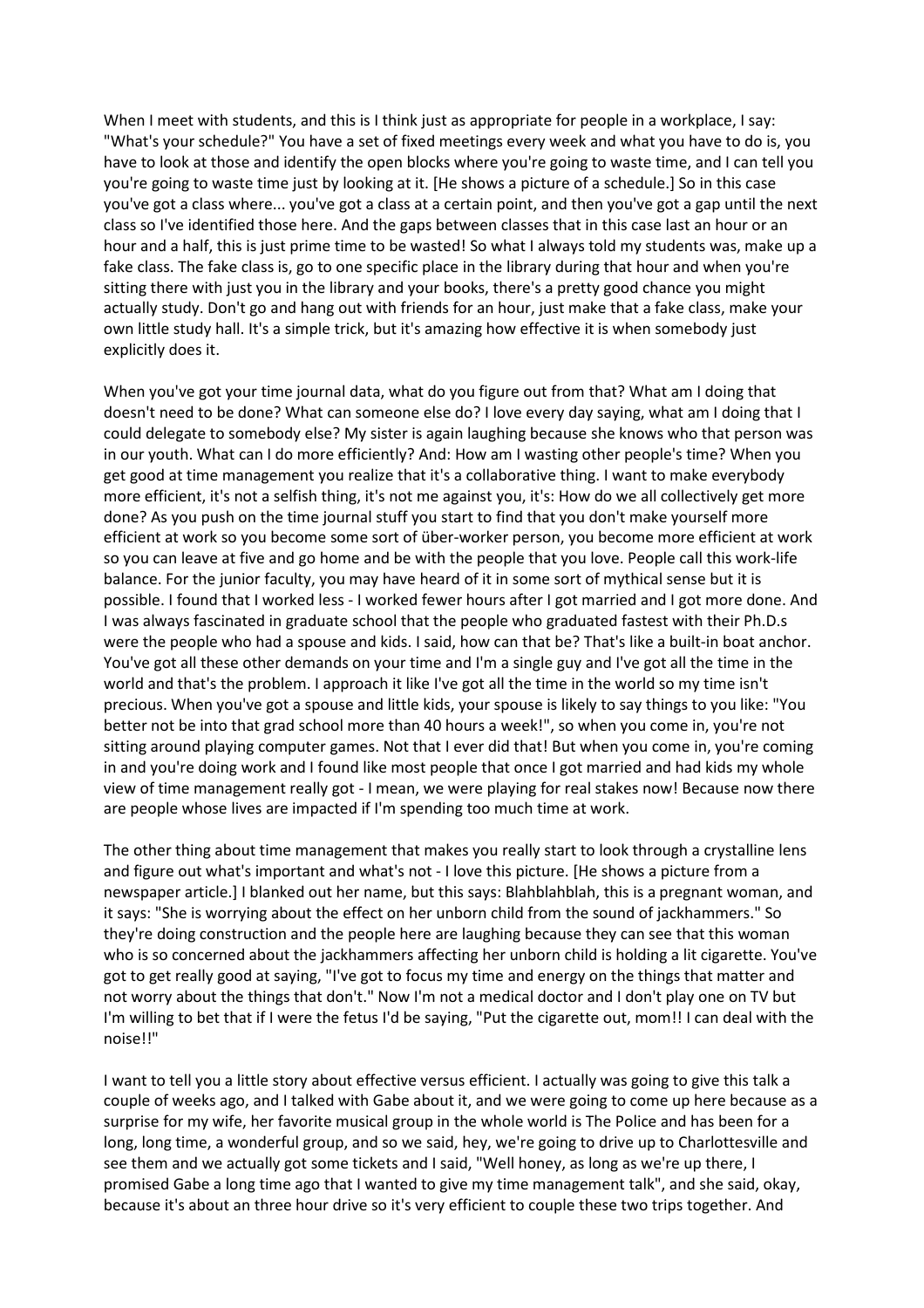When I meet with students, and this is I think just as appropriate for people in a workplace, I say: "What's your schedule?" You have a set of fixed meetings every week and what you have to do is, you have to look at those and identify the open blocks where you're going to waste time, and I can tell you you're going to waste time just by looking at it. [He shows a picture of a schedule.] So in this case you've got a class where... you've got a class at a certain point, and then you've got a gap until the next class so I've identified those here. And the gaps between classes that in this case last an hour or an hour and a half, this is just prime time to be wasted! So what I always told my students was, make up a fake class. The fake class is, go to one specific place in the library during that hour and when you're sitting there with just you in the library and your books, there's a pretty good chance you might actually study. Don't go and hang out with friends for an hour, just make that a fake class, make your own little study hall. It's a simple trick, but it's amazing how effective it is when somebody just explicitly does it.

When you've got your time journal data, what do you figure out from that? What am I doing that doesn't need to be done? What can someone else do? I love every day saying, what am I doing that I could delegate to somebody else? My sister is again laughing because she knows who that person was in our youth. What can I do more efficiently? And: How am I wasting other people's time? When you get good at time management you realize that it's a collaborative thing. I want to make everybody more efficient, it's not a selfish thing, it's not me against you, it's: How do we all collectively get more done? As you push on the time journal stuff you start to find that you don't make yourself more efficient at work so you become some sort of über-worker person, you become more efficient at work so you can leave at five and go home and be with the people that you love. People call this work-life balance. For the junior faculty, you may have heard of it in some sort of mythical sense but it is possible. I found that I worked less - I worked fewer hours after I got married and I got more done. And I was always fascinated in graduate school that the people who graduated fastest with their Ph.D.s were the people who had a spouse and kids. I said, how can that be? That's like a built-in boat anchor. You've got all these other demands on your time and I'm a single guy and I've got all the time in the world and that's the problem. I approach it like I've got all the time in the world so my time isn't precious. When you've got a spouse and little kids, your spouse is likely to say things to you like: "You better not be into that grad school more than 40 hours a week!", so when you come in, you're not sitting around playing computer games. Not that I ever did that! But when you come in, you're coming in and you're doing work and I found like most people that once I got married and had kids my whole view of time management really got - I mean, we were playing for real stakes now! Because now there are people whose lives are impacted if I'm spending too much time at work.

The other thing about time management that makes you really start to look through a crystalline lens and figure out what's important and what's not - I love this picture. [He shows a picture from a newspaper article.] I blanked out her name, but this says: Blahblahblah, this is a pregnant woman, and it says: "She is worrying about the effect on her unborn child from the sound of jackhammers." So they're doing construction and the people here are laughing because they can see that this woman who is so concerned about the jackhammers affecting her unborn child is holding a lit cigarette. You've got to get really good at saying, "I've got to focus my time and energy on the things that matter and not worry about the things that don't." Now I'm not a medical doctor and I don't play one on TV but I'm willing to bet that if I were the fetus I'd be saying, "Put the cigarette out, mom!! I can deal with the noise!!"

I want to tell you a little story about effective versus efficient. I actually was going to give this talk a couple of weeks ago, and I talked with Gabe about it, and we were going to come up here because as a surprise for my wife, her favorite musical group in the whole world is The Police and has been for a long, long time, a wonderful group, and so we said, hey, we're going to drive up to Charlottesville and see them and we actually got some tickets and I said, "Well honey, as long as we're up there, I promised Gabe a long time ago that I wanted to give my time management talk", and she said, okay, because it's about an three hour drive so it's very efficient to couple these two trips together. And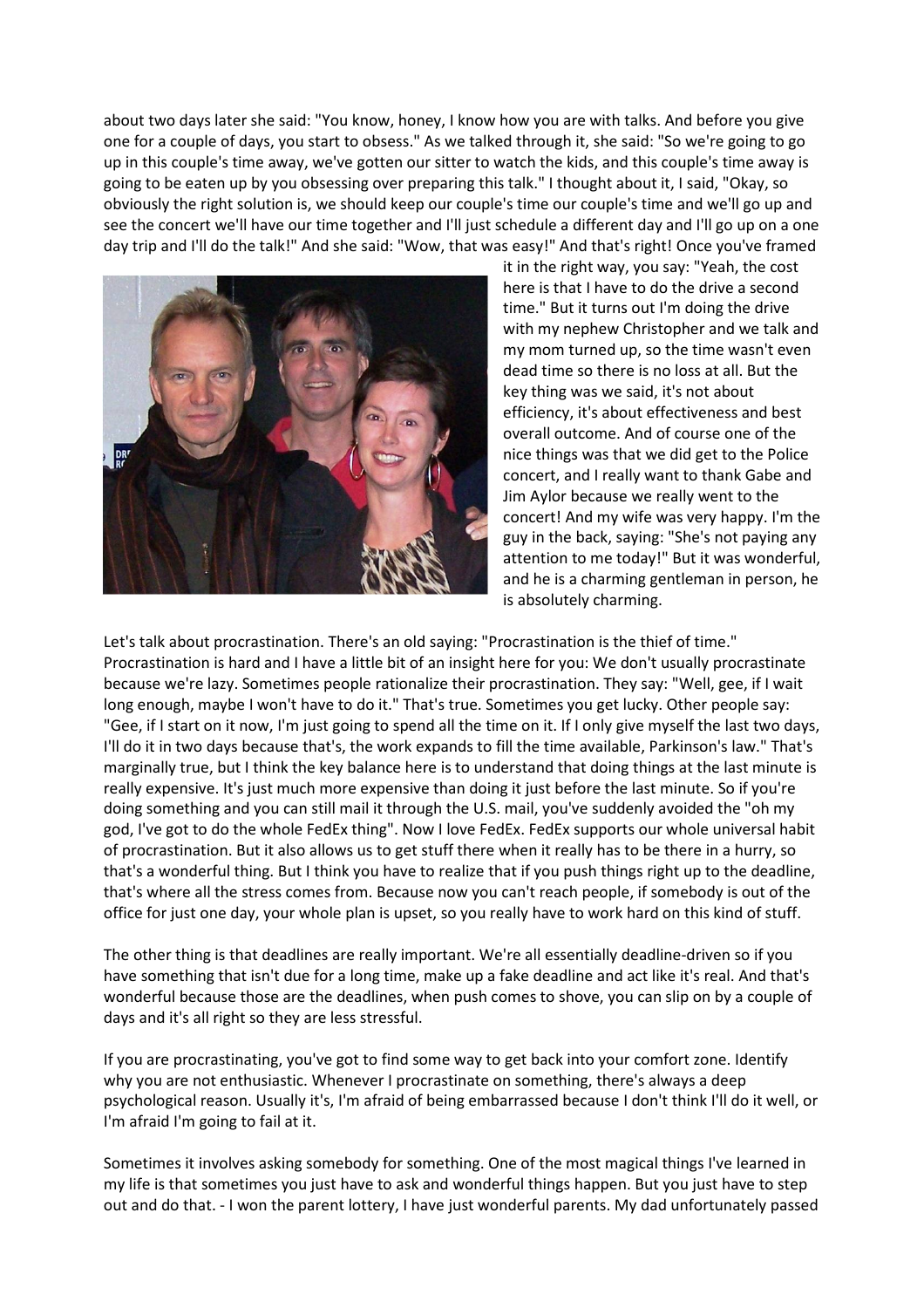about two days later she said: "You know, honey, I know how you are with talks. And before you give one for a couple of days, you start to obsess." As we talked through it, she said: "So we're going to go up in this couple's time away, we've gotten our sitter to watch the kids, and this couple's time away is going to be eaten up by you obsessing over preparing this talk." I thought about it, I said, "Okay, so obviously the right solution is, we should keep our couple's time our couple's time and we'll go up and see the concert we'll have our time together and I'll just schedule a different day and I'll go up on a one day trip and I'll do the talk!" And she said: "Wow, that was easy!" And that's right! Once you've framed it in the right way, you say: "Yeah, the cost here is that I have to do the drive a second time." But it turns out I'm doing the drive with my nephew Christopher and we talk and my mom turned up, so the time wasn't even dead time so there is no loss at all. But the key thing was we said, it's not about efficiency, it's about effectiveness and best overall outcome. And of course one of the nice things was that we did get to the Police concert, and I really want to thank Gabe and Jim Aylor because we really went to the concert! And my wife was very happy. I'm the guy in the back, saying: "She's not paying any attention to me today!" But it was wonderful, and he is a charming gentleman in person, he is absolutely charming.

Let's talk about procrastination. There's an old saying: "Procrastination is the thief of time." Procrastination is hard and I have a little bit of an insight here for you: We don't usually procrastinate because we're lazy. Sometimes people rationalize their procrastination. They say: "Well, gee, if I wait long enough, maybe I won't have to do it." That's true. Sometimes you get lucky. Other people say: "Gee, if I start on it now, I'm just going to spend all the time on it. If I only give myself the last two days, I'll do it in two days because that's, the work expands to fill the time available, Parkinson's law." That's marginally true, but I think the key balance here is to understand that doing things at the last minute is really expensive. It's just much more expensive than doing it just before the last minute. So if you're doing something and you can still mail it through the U.S. mail, you've suddenly avoided the "oh my god, I've got to do the whole FedEx thing". Now I love FedEx. FedEx supports our whole universal habit of procrastination. But it also allows us to get stuff there when it really has to be there in a hurry, so that's a wonderful thing. But I think you have to realize that if you push things right up to the deadline, that's where all the stress comes from. Because now you can't reach people, if somebody is out of the office for just one day, your whole plan is upset, so you really have to work hard on this kind of stuff.

The other thing is that deadlines are really important. We're all essentially deadline-driven so if you have something that isn't due for a long time, make up a fake deadline and act like it's real. And that's wonderful because those are the deadlines, when push comes to shove, you can slip on by a couple of days and it's all right so they are less stressful.

If you are procrastinating, you've got to find some way to get back into your comfort zone. Identify why you are not enthusiastic. Whenever I procrastinate on something, there's always a deep psychological reason. Usually it's, I'm afraid of being embarrassed because I don't think I'll do it well, or I'm afraid I'm going to fail at it.

Sometimes it involves asking somebody for something. One of the most magical things I've learned in my life is that sometimes you just have to ask and wonderful things happen. But you just have to step out and do that. - I won the parent lottery, I have just wonderful parents. My dad unfortunately passed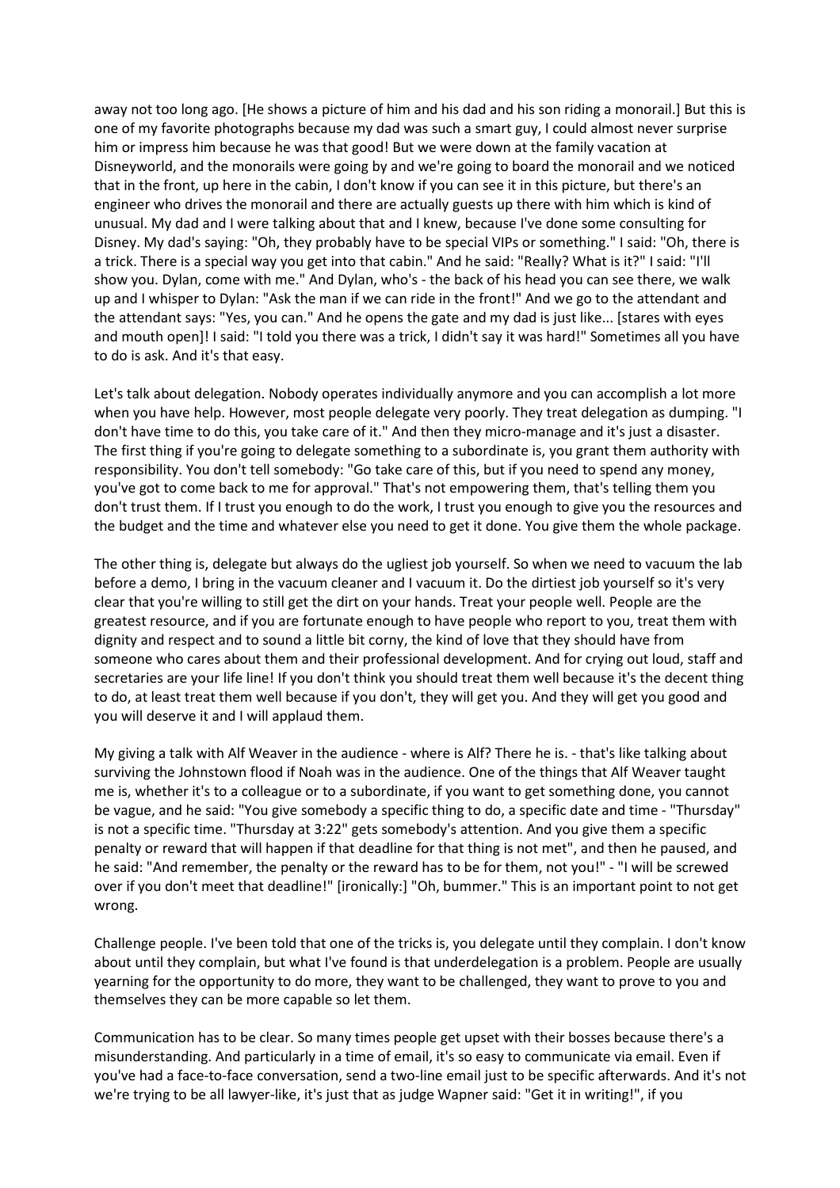away not too long ago. [He shows a picture of him and his dad and his son riding a monorail.] But this is one of my favorite photographs because my dad was such a smart guy, I could almost never surprise him or impress him because he was that good! But we were down at the family vacation at Disneyworld, and the monorails were going by and we're going to board the monorail and we noticed that in the front, up here in the cabin, I don't know if you can see it in this picture, but there's an engineer who drives the monorail and there are actually guests up there with him which is kind of unusual. My dad and I were talking about that and I knew, because I've done some consulting for Disney. My dad's saying: "Oh, they probably have to be special VIPs or something." I said: "Oh, there is a trick. There is a special way you get into that cabin." And he said: "Really? What is it?" I said: "I'll show you. Dylan, come with me." And Dylan, who's - the back of his head you can see there, we walk up and I whisper to Dylan: "Ask the man if we can ride in the front!" And we go to the attendant and the attendant says: "Yes, you can." And he opens the gate and my dad is just like... [stares with eyes and mouth open]! I said: "I told you there was a trick, I didn't say it was hard!" Sometimes all you have to do is ask. And it's that easy.

Let's talk about delegation. Nobody operates individually anymore and you can accomplish a lot more when you have help. However, most people delegate very poorly. They treat delegation as dumping. "I don't have time to do this, you take care of it." And then they micro-manage and it's just a disaster. The first thing if you're going to delegate something to a subordinate is, you grant them authority with responsibility. You don't tell somebody: "Go take care of this, but if you need to spend any money, you've got to come back to me for approval." That's not empowering them, that's telling them you don't trust them. If I trust you enough to do the work, I trust you enough to give you the resources and the budget and the time and whatever else you need to get it done. You give them the whole package.

The other thing is, delegate but always do the ugliest job yourself. So when we need to vacuum the lab before a demo, I bring in the vacuum cleaner and I vacuum it. Do the dirtiest job yourself so it's very clear that you're willing to still get the dirt on your hands. Treat your people well. People are the greatest resource, and if you are fortunate enough to have people who report to you, treat them with dignity and respect and to sound a little bit corny, the kind of love that they should have from someone who cares about them and their professional development. And for crying out loud, staff and secretaries are your life line! If you don't think you should treat them well because it's the decent thing to do, at least treat them well because if you don't, they will get you. And they will get you good and you will deserve it and I will applaud them.

My giving a talk with Alf Weaver in the audience - where is Alf? There he is. - that's like talking about surviving the Johnstown flood if Noah was in the audience. One of the things that Alf Weaver taught me is, whether it's to a colleague or to a subordinate, if you want to get something done, you cannot be vague, and he said: "You give somebody a specific thing to do, a specific date and time - "Thursday" is not a specific time. "Thursday at 3:22" gets somebody's attention. And you give them a specific penalty or reward that will happen if that deadline for that thing is not met", and then he paused, and he said: "And remember, the penalty or the reward has to be for them, not you!" - "I will be screwed over if you don't meet that deadline!" [ironically:] "Oh, bummer." This is an important point to not get wrong.

Challenge people. I've been told that one of the tricks is, you delegate until they complain. I don't know about until they complain, but what I've found is that underdelegation is a problem. People are usually yearning for the opportunity to do more, they want to be challenged, they want to prove to you and themselves they can be more capable so let them.

Communication has to be clear. So many times people get upset with their bosses because there's a misunderstanding. And particularly in a time of email, it's so easy to communicate via email. Even if you've had a face-to-face conversation, send a two-line email just to be specific afterwards. And it's not we're trying to be all lawyer-like, it's just that as judge Wapner said: "Get it in writing!", if you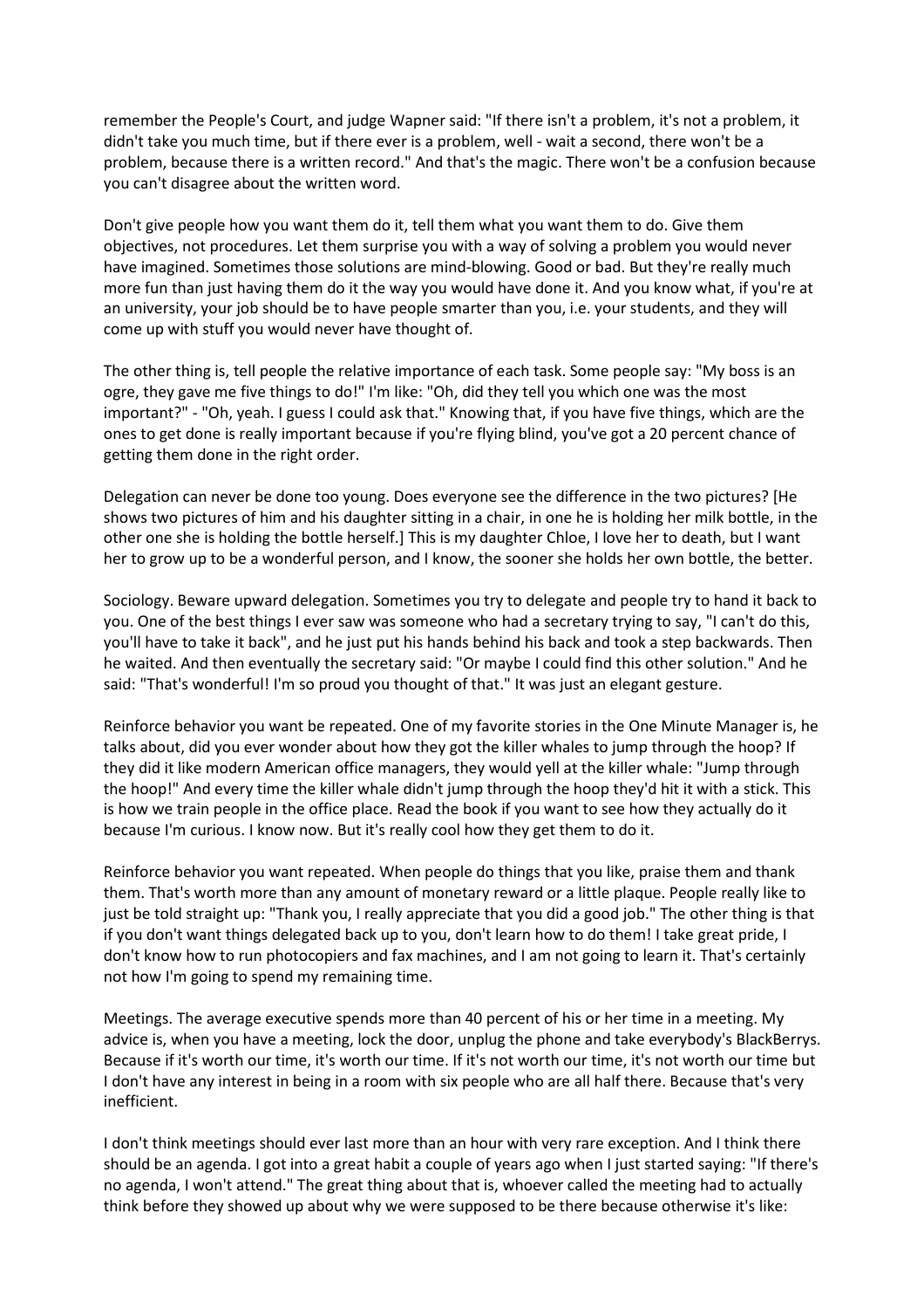remember the People's Court, and judge Wapner said: "If there isn't a problem, it's not a problem, it didn't take you much time, but if there ever is a problem, well - wait a second, there won't be a problem, because there is a written record." And that's the magic. There won't be a confusion because you can't disagree about the written word.

Don't give people how you want them do it, tell them what you want them to do. Give them objectives, not procedures. Let them surprise you with a way of solving a problem you would never have imagined. Sometimes those solutions are mind-blowing. Good or bad. But they're really much more fun than just having them do it the way you would have done it. And you know what, if you're at an university, your job should be to have people smarter than you, i.e. your students, and they will come up with stuff you would never have thought of.

The other thing is, tell people the relative importance of each task. Some people say: "My boss is an ogre, they gave me five things to do!" I'm like: "Oh, did they tell you which one was the most important?" - "Oh, yeah. I guess I could ask that." Knowing that, if you have five things, which are the ones to get done is really important because if you're flying blind, you've got a 20 percent chance of getting them done in the right order.

Delegation can never be done too young. Does everyone see the difference in the two pictures? [He shows two pictures of him and his daughter sitting in a chair, in one he is holding her milk bottle, in the other one she is holding the bottle herself.] This is my daughter Chloe, I love her to death, but I want her to grow up to be a wonderful person, and I know, the sooner she holds her own bottle, the better.

Sociology. Beware upward delegation. Sometimes you try to delegate and people try to hand it back to you. One of the best things I ever saw was someone who had a secretary trying to say, "I can't do this, you'll have to take it back", and he just put his hands behind his back and took a step backwards. Then he waited. And then eventually the secretary said: "Or maybe I could find this other solution." And he said: "That's wonderful! I'm so proud you thought of that." It was just an elegant gesture.

Reinforce behavior you want be repeated. One of my favorite stories in the One Minute Manager is, he talks about, did you ever wonder about how they got the killer whales to jump through the hoop? If they did it like modern American office managers, they would yell at the killer whale: "Jump through the hoop!" And every time the killer whale didn't jump through the hoop they'd hit it with a stick. This is how we train people in the office place. Read the book if you want to see how they actually do it because I'm curious. I know now. But it's really cool how they get them to do it.

Reinforce behavior you want repeated. When people do things that you like, praise them and thank them. That's worth more than any amount of monetary reward or a little plaque. People really like to just be told straight up: "Thank you, I really appreciate that you did a good job." The other thing is that if you don't want things delegated back up to you, don't learn how to do them! I take great pride, I don't know how to run photocopiers and fax machines, and I am not going to learn it. That's certainly not how I'm going to spend my remaining time.

Meetings. The average executive spends more than 40 percent of his or her time in a meeting. My advice is, when you have a meeting, lock the door, unplug the phone and take everybody's BlackBerrys. Because if it's worth our time, it's worth our time. If it's not worth our time, it's not worth our time but I don't have any interest in being in a room with six people who are all half there. Because that's very inefficient.

I don't think meetings should ever last more than an hour with very rare exception. And I think there should be an agenda. I got into a great habit a couple of years ago when I just started saying: "If there's no agenda, I won't attend." The great thing about that is, whoever called the meeting had to actually think before they showed up about why we were supposed to be there because otherwise it's like: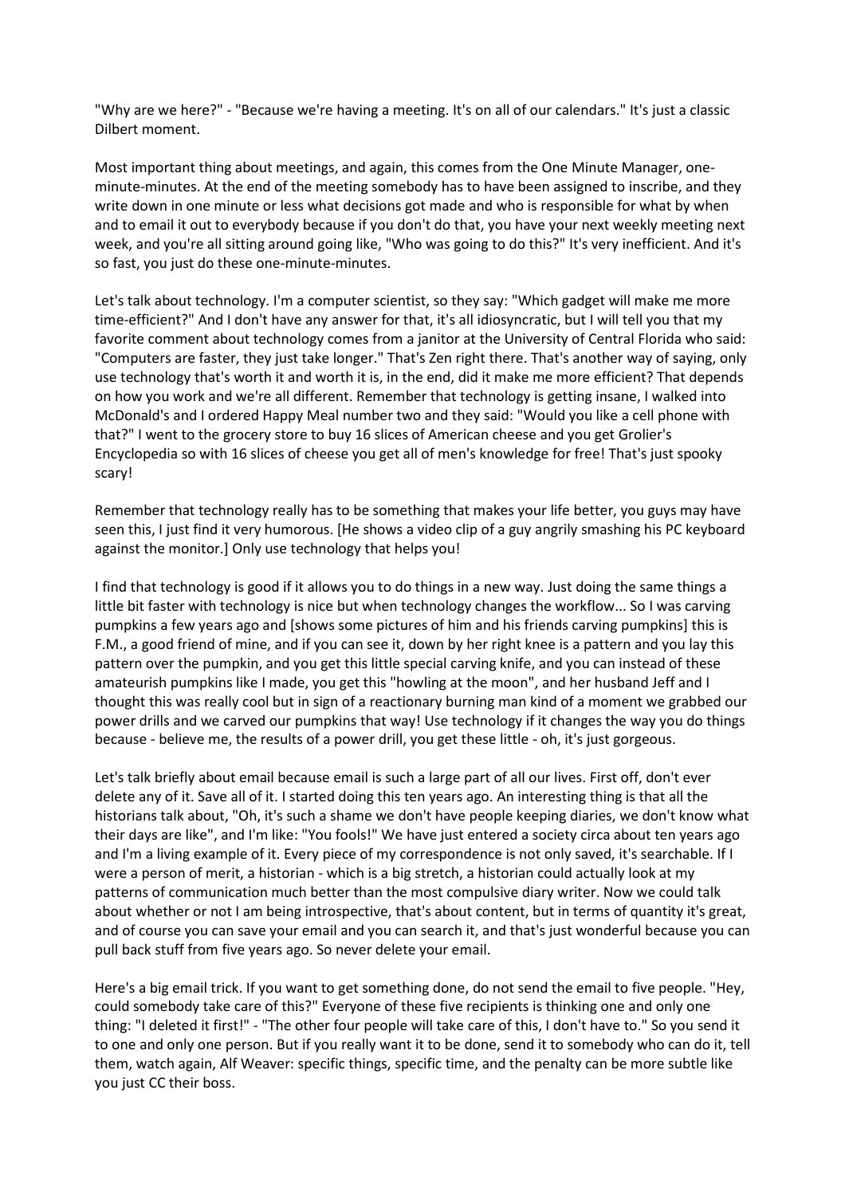"Why are we here?" - "Because we're having a meeting. It's on all of our calendars." It's just a classic Dilbert moment.

Most important thing about meetings, and again, this comes from the One Minute Manager, one-minute-minutes. At the end of the meeting somebody has to have been assigned to inscribe, and they write down in one minute or less what decisions got made and who is responsible for what by when and to email it out to everybody because if you don't do that, you have your next weekly meeting next week, and you're all sitting around going like, "Who was going to do this?" It's very inefficient. And it's so fast, you just do these one-minute-minutes.

Let's talk about technology. I'm a computer scientist, so they say: "Which gadget will make me more time-efficient?" And I don't have any answer for that, it's all idiosyncratic, but I will tell you that my favorite comment about technology comes from a janitor at the University of Central Florida who said: "Computers are faster, they just take longer." That's Zen right there. That's another way of saying, only use technology that's worth it and worth it is, in the end, did it make me more efficient? That depends on how you work and we're all different. Remember that technology is getting insane, I walked into McDonald's and I ordered Happy Meal number two and they said: "Would you like a cell phone with that?" I went to the grocery store to buy 16 slices of American cheese and you get Grolier's Encyclopedia so with 16 slices of cheese you get all of men's knowledge for free! That's just spooky scary!

Remember that technology really has to be something that makes your life better, you guys may have seen this, I just find it very humorous. [He shows a video clip of a guy angrily smashing his PC keyboard against the monitor.] Only use technology that helps you!

I find that technology is good if it allows you to do things in a new way. Just doing the same things a little bit faster with technology is nice but when technology changes the workflow... So I was carving pumpkins a few years ago and [shows some pictures of him and his friends carving pumpkins] this is F.M., a good friend of mine, and if you can see it, down by her right knee is a pattern and you lay this pattern over the pumpkin, and you get this little special carving knife, and you can instead of these amateurish pumpkins like I made, you get this "howling at the moon", and her husband Jeff and I thought this was really cool but in sign of a reactionary burning man kind of a moment we grabbed our power drills and we carved our pumpkins that way! Use technology if it changes the way you do things because - believe me, the results of a power drill, you get these little - oh, it's just gorgeous.

Let's talk briefly about email because email is such a large part of all our lives. First off, don't ever delete any of it. Save all of it. I started doing this ten years ago. An interesting thing is that all the historians talk about, "Oh, it's such a shame we don't have people keeping diaries, we don't know what their days are like", and I'm like: "You fools!" We have just entered a society circa about ten years ago and I'm a living example of it. Every piece of my correspondence is not only saved, it's searchable. If I were a person of merit, a historian - which is a big stretch, a historian could actually look at my patterns of communication much better than the most compulsive diary writer. Now we could talk about whether or not I am being introspective, that's about content, but in terms of quantity it's great, and of course you can save your email and you can search it, and that's just wonderful because you can pull back stuff from five years ago. So never delete your email.

Here's a big email trick. If you want to get something done, do not send the email to five people. "Hey, could somebody take care of this?" Everyone of these five recipients is thinking one and only one thing: "I deleted it first!" - "The other four people will take care of this, I don't have to." So you send it to one and only one person. But if you really want it to be done, send it to somebody who can do it, tell them, watch again, Alf Weaver: specific things, specific time, and the penalty can be more subtle like you just CC their boss.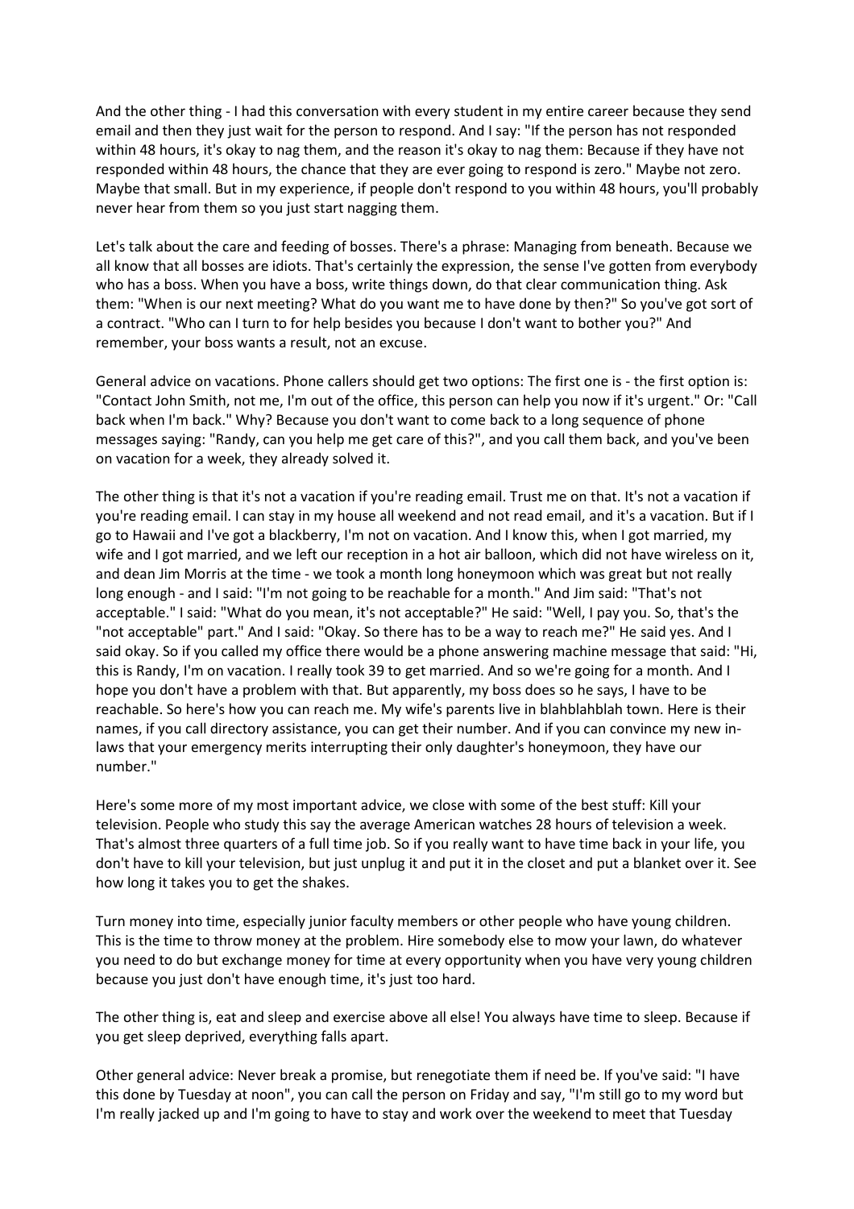And the other thing - I had this conversation with every student in my entire career because they send email and then they just wait for the person to respond. And I say: "If the person has not responded within 48 hours, it's okay to nag them, and the reason it's okay to nag them: Because if they have not responded within 48 hours, the chance that they are ever going to respond is zero." Maybe not zero. Maybe that small. But in my experience, if people don't respond to you within 48 hours, you'll probably never hear from them so you just start nagging them.

Let's talk about the care and feeding of bosses. There's a phrase: Managing from beneath. Because we all know that all bosses are idiots. That's certainly the expression, the sense I've gotten from everybody who has a boss. When you have a boss, write things down, do that clear communication thing. Ask them: "When is our next meeting? What do you want me to have done by then?" So you've got sort of a contract. "Who can I turn to for help besides you because I don't want to bother you?" And remember, your boss wants a result, not an excuse.

General advice on vacations. Phone callers should get two options: The first one is - the first option is: "Contact John Smith, not me, I'm out of the office, this person can help you now if it's urgent." Or: "Call back when I'm back." Why? Because you don't want to come back to a long sequence of phone messages saying: "Randy, can you help me get care of this?", and you call them back, and you've been on vacation for a week, they already solved it.

The other thing is that it's not a vacation if you're reading email. Trust me on that. It's not a vacation if you're reading email. I can stay in my house all weekend and not read email, and it's a vacation. But if I go to Hawaii and I've got a blackberry, I'm not on vacation. And I know this, when I got married, my wife and I got married, and we left our reception in a hot air balloon, which did not have wireless on it, and dean Jim Morris at the time - we took a month long honeymoon which was great but not really long enough - and I said: "I'm not going to be reachable for a month." And Jim said: "That's not acceptable." I said: "What do you mean, it's not acceptable?" He said: "Well, I pay you. So, that's the "not acceptable" part." And I said: "Okay. So there has to be a way to reach me?" He said yes. And I said okay. So if you called my office there would be a phone answering machine message that said: "Hi, this is Randy, I'm on vacation. I really took 39 to get married. And so we're going for a month. And I hope you don't have a problem with that. But apparently, my boss does so he says, I have to be reachable. So here's how you can reach me. My wife's parents live in blahblahblah town. Here is their names, if you call directory assistance, you can get their number. And if you can convince my new in-laws that your emergency merits interrupting their only daughter's honeymoon, they have our number."

Here's some more of my most important advice, we close with some of the best stuff: Kill your television. People who study this say the average American watches 28 hours of television a week. That's almost three quarters of a full time job. So if you really want to have time back in your life, you don't have to kill your television, but just unplug it and put it in the closet and put a blanket over it. See how long it takes you to get the shakes.

Turn money into time, especially junior faculty members or other people who have young children. This is the time to throw money at the problem. Hire somebody else to mow your lawn, do whatever you need to do but exchange money for time at every opportunity when you have very young children because you just don't have enough time, it's just too hard.

The other thing is, eat and sleep and exercise above all else! You always have time to sleep. Because if you get sleep deprived, everything falls apart.

Other general advice: Never break a promise, but renegotiate them if need be. If you've said: "I have this done by Tuesday at noon", you can call the person on Friday and say, "I'm still go to my word but I'm really jacked up and I'm going to have to stay and work over the weekend to meet that Tuesday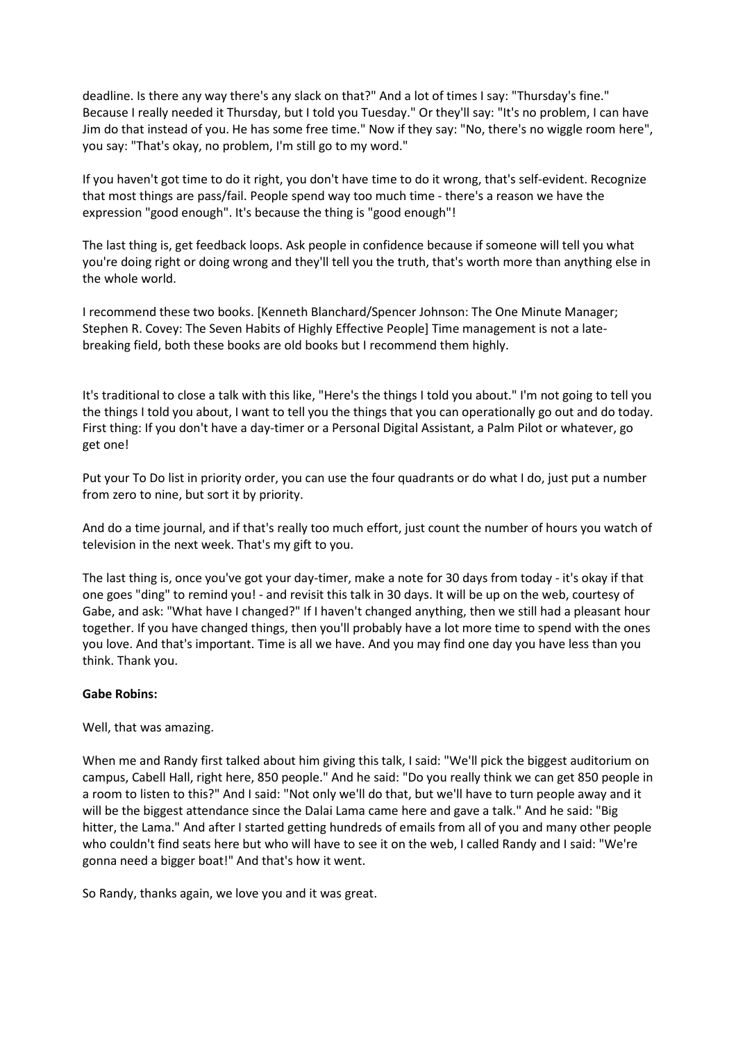deadline. Is there any way there's any slack on that?" And a lot of times I say: "Thursday's fine." Because I really needed it Thursday, but I told you Tuesday." Or they'll say: "It's no problem, I can have Jim do that instead of you. He has some free time." Now if they say: "No, there's no wiggle room here", you say: "That's okay, no problem, I'm still go to my word."

If you haven't got time to do it right, you don't have time to do it wrong, that's self-evident. Recognize that most things are pass/fail. People spend way too much time - there's a reason we have the expression "good enough". It's because the thing is "good enough"!

The last thing is, get feedback loops. Ask people in confidence because if someone will tell you what you're doing right or doing wrong and they'll tell you the truth, that's worth more than anything else in the whole world.

I recommend these two books. [Kenneth Blanchard/Spencer Johnson: The One Minute Manager; Stephen R. Covey: The Seven Habits of Highly Effective People] Time management is not a late-breaking field, both these books are old books but I recommend them highly.

It's traditional to close a talk with this like, "Here's the things I told you about." I'm not going to tell you the things I told you about, I want to tell you the things that you can operationally go out and do today. First thing: If you don't have a day-timer or a Personal Digital Assistant, a Palm Pilot or whatever, go get one!

Put your To Do list in priority order, you can use the four quadrants or do what I do, just put a number from zero to nine, but sort it by priority.

And do a time journal, and if that's really too much effort, just count the number of hours you watch of television in the next week. That's my gift to you.

The last thing is, once you've got your day-timer, make a note for 30 days from today - it's okay if that one goes "ding" to remind you! - and revisit this talk in 30 days. It will be up on the web, courtesy of Gabe, and ask: "What have I changed?" If I haven't changed anything, then we still had a pleasant hour together. If you have changed things, then you'll probably have a lot more time to spend with the ones you love. And that's important. Time is all we have. And you may find one day you have less than you think. Thank you.

**Gabe Robins:**

Well, that was amazing.

When me and Randy first talked about him giving this talk, I said: "We'll pick the biggest auditorium on campus, Cabell Hall, right here, 850 people." And he said: "Do you really think we can get 850 people in a room to listen to this?" And I said: "Not only we'll do that, but we'll have to turn people away and it will be the biggest attendance since the Dalai Lama came here and gave a talk." And he said: "Big hitter, the Lama." And after I started getting hundreds of emails from all of you and many other people who couldn't find seats here but who will have to see it on the web, I called Randy and I said: "We're gonna need a bigger boat!" And that's how it went.

So Randy, thanks again, we love you and it was great.